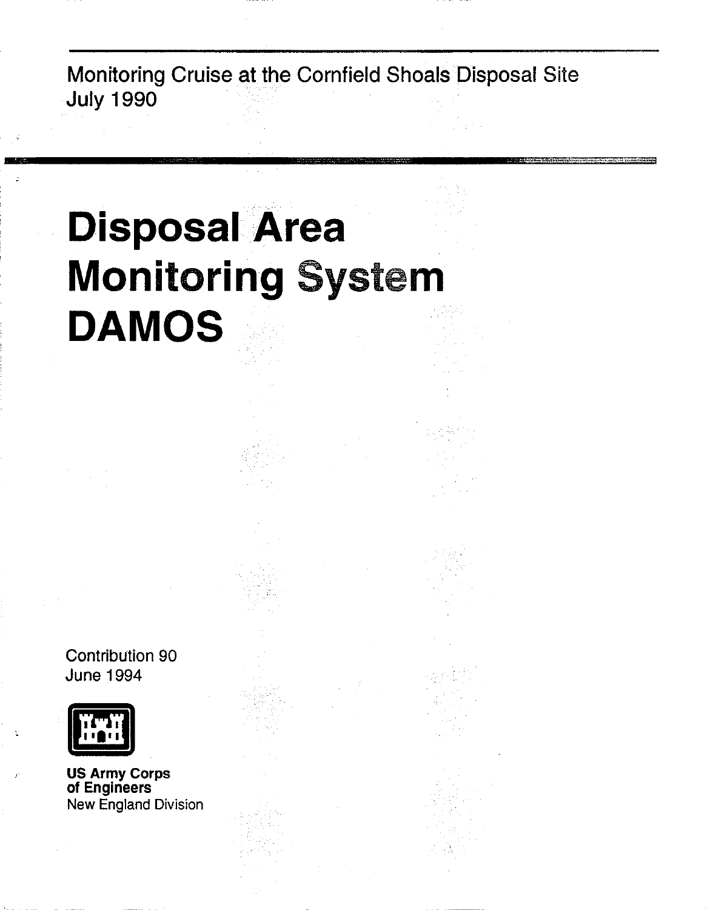Monitoring Cruise at the Cornfield Shoals Disposal Site
July 1990

# Disposal Area Monitoring System DAMOS

Contribution 90
June 1994

**US Army Corps of Engineers**
New England Division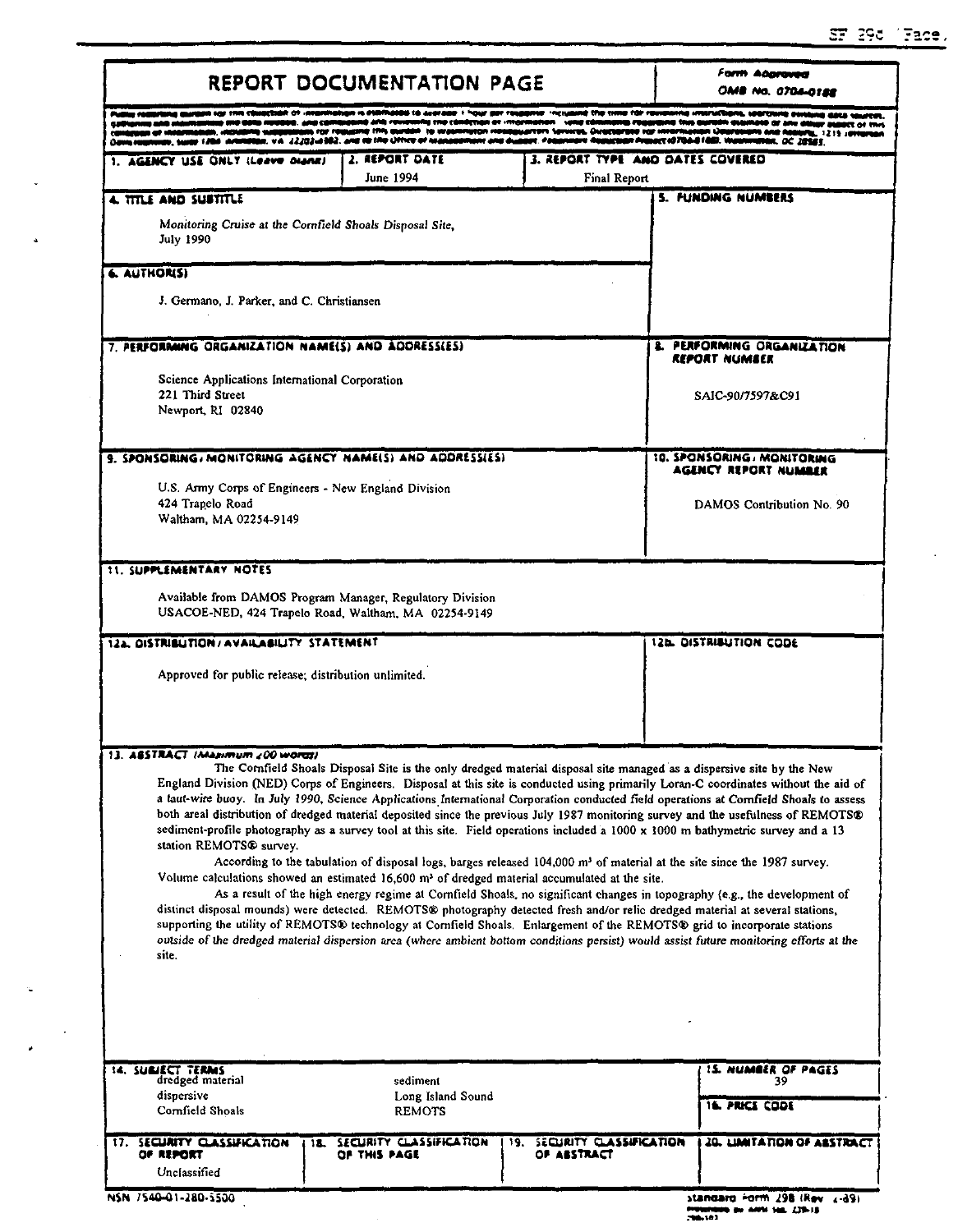# REPORT DOCUMENTATION PAGE

*Form Approved*
*OMB No. 0704-0188*

Public reporting burden for this collection of information is estimated to average 1 hour per response, including the time for reviewing instructions, searching existing data sources, gathering and maintaining the data needed, and completing and reviewing the collection of information. Send comments regarding this burden estimate or any other aspect of this collection of information, including suggestions for reducing this burden, to Washington Headquarters Services, Directorate for Information Operations and Reports, 1215 Jefferson Davis Highway, Suite 1204, Arlington, VA 22202-4302, and to the Office of Management and Budget, Paperwork Reduction Project (0704-0188), Washington, DC 20503.

| 1. AGENCY USE ONLY (Leave blank) | 2. REPORT DATE | 3. REPORT TYPE AND DATES COVERED |
|---|---|---|
| | June 1994 | Final Report |

**4. TITLE AND SUBTITLE**

*Monitoring Cruise at the Cornfield Shoals Disposal Site, July 1990*

**5. FUNDING NUMBERS**

**6. AUTHOR(S)**

J. Germano, J. Parker, and C. Christiansen

**7. PERFORMING ORGANIZATION NAME(S) AND ADDRESS(ES)**

Science Applications International Corporation
221 Third Street
Newport, RI 02840

**8. PERFORMING ORGANIZATION REPORT NUMBER**

SAIC-90/7597&C91

**9. SPONSORING/MONITORING AGENCY NAME(S) AND ADDRESS(ES)**

U.S. Army Corps of Engineers - New England Division
424 Trapelo Road
Waltham, MA 02254-9149

**10. SPONSORING/MONITORING AGENCY REPORT NUMBER**

DAMOS Contribution No. 90

**11. SUPPLEMENTARY NOTES**

Available from DAMOS Program Manager, Regulatory Division
USACOE-NED, 424 Trapelo Road, Waltham, MA 02254-9149

**12a. DISTRIBUTION/AVAILABILITY STATEMENT**

Approved for public release; distribution unlimited.

**12b. DISTRIBUTION CODE**

**13. ABSTRACT (Maximum 200 words)**

The Cornfield Shoals Disposal Site is the only dredged material disposal site managed as a dispersive site by the New England Division (NED) Corps of Engineers. Disposal at this site is conducted using primarily Loran-C coordinates without the aid of a taut-wire buoy. In July 1990, Science Applications International Corporation conducted field operations at Cornfield Shoals to assess both areal distribution of dredged material deposited since the previous July 1987 monitoring survey and the usefulness of REMOTS® sediment-profile photography as a survey tool at this site. Field operations included a 1000 x 1000 m bathymetric survey and a 13 station REMOTS® survey.

According to the tabulation of disposal logs, barges released 104,000 m³ of material at the site since the 1987 survey. Volume calculations showed an estimated 16,600 m³ of dredged material accumulated at the site.

As a result of the high energy regime at Cornfield Shoals, no significant changes in topography (e.g., the development of distinct disposal mounds) were detected. REMOTS® photography detected fresh and/or relic dredged material at several stations, supporting the utility of REMOTS® technology at Cornfield Shoals. Enlargement of the REMOTS® grid to incorporate stations outside of the dredged material dispersion area (where ambient bottom conditions persist) would assist future monitoring efforts at the site.

**14. SUBJECT TERMS**

| | |
|---|---|
| dredged material | sediment |
| dispersive | Long Island Sound |
| Cornfield Shoals | REMOTS |

**15. NUMBER OF PAGES**

39

**16. PRICE CODE**

| 17. SECURITY CLASSIFICATION OF REPORT | 18. SECURITY CLASSIFICATION OF THIS PAGE | 19. SECURITY CLASSIFICATION OF ABSTRACT | 20. LIMITATION OF ABSTRACT |
|---|---|---|---|
| Unclassified | | | |

NSN 7540-01-280-5500

Standard Form 298 (Rev. 2-89)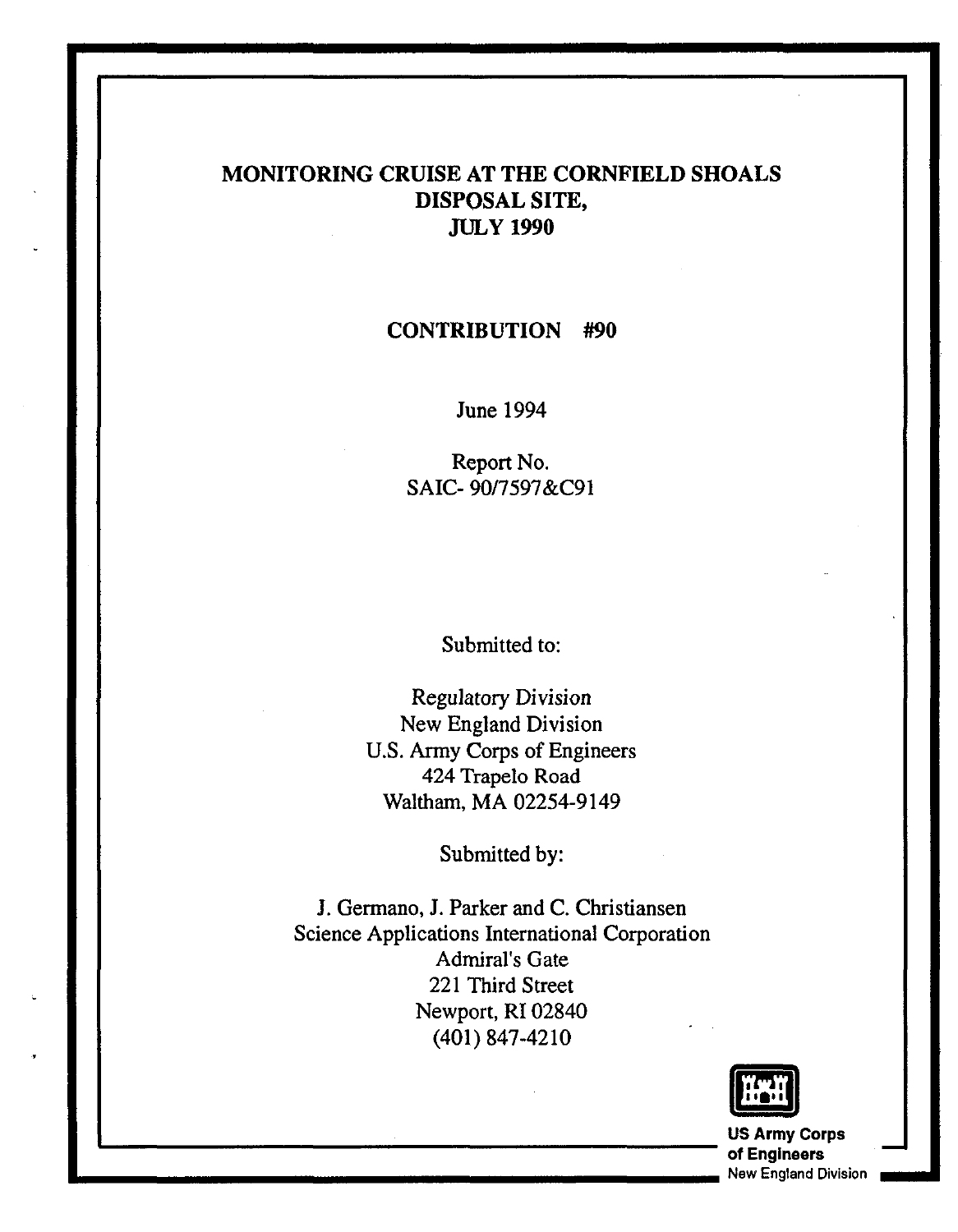# MONITORING CRUISE AT THE CORNFIELD SHOALS DISPOSAL SITE, JULY 1990

## CONTRIBUTION #90

June 1994

Report No.
SAIC- 90/7597&C91

Submitted to:

Regulatory Division
New England Division
U.S. Army Corps of Engineers
424 Trapelo Road
Waltham, MA 02254-9149

Submitted by:

J. Germano, J. Parker and C. Christiansen
Science Applications International Corporation
Admiral's Gate
221 Third Street
Newport, RI 02840
(401) 847-4210

US Army Corps
of Engineers
New England Division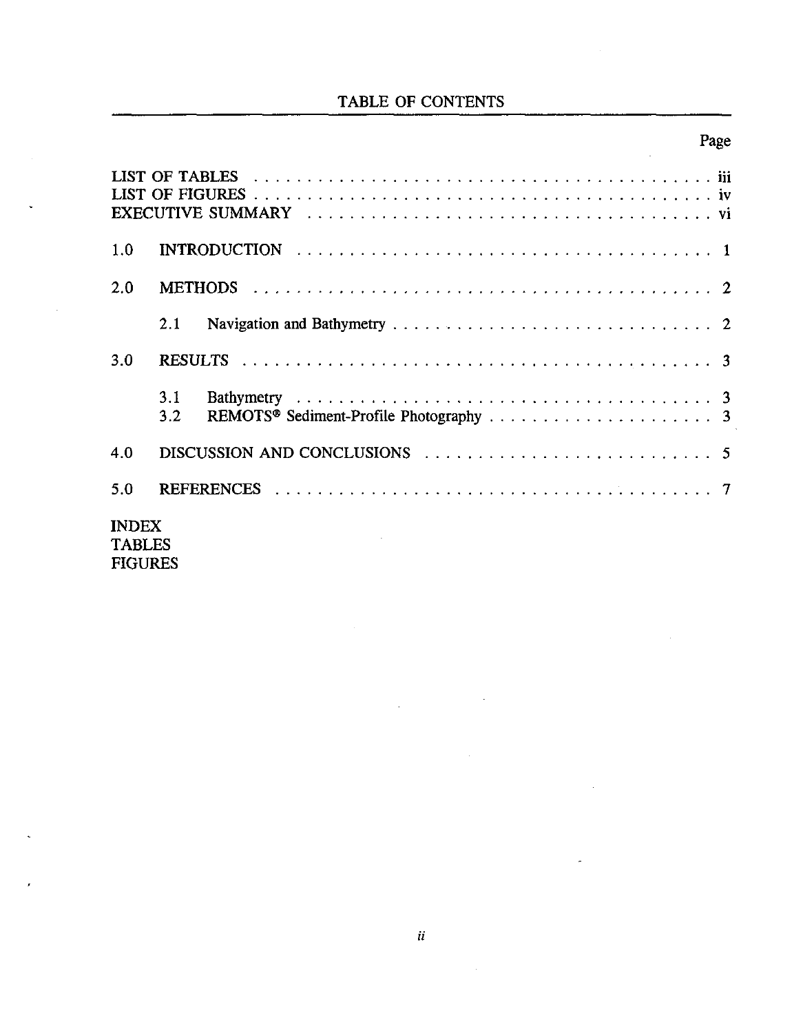# TABLE OF CONTENTS

| | | Page |
|---|---|---|
| LIST OF TABLES | | iii |
| LIST OF FIGURES | | iv |
| EXECUTIVE SUMMARY | | vi |
| 1.0 | INTRODUCTION | 1 |
| 2.0 | METHODS | 2 |
| | 2.1 Navigation and Bathymetry | 2 |
| 3.0 | RESULTS | 3 |
| | 3.1 Bathymetry | 3 |
| | 3.2 REMOTS® Sediment-Profile Photography | 3 |
| 4.0 | DISCUSSION AND CONCLUSIONS | 5 |
| 5.0 | REFERENCES | 7 |

INDEX
TABLES
FIGURES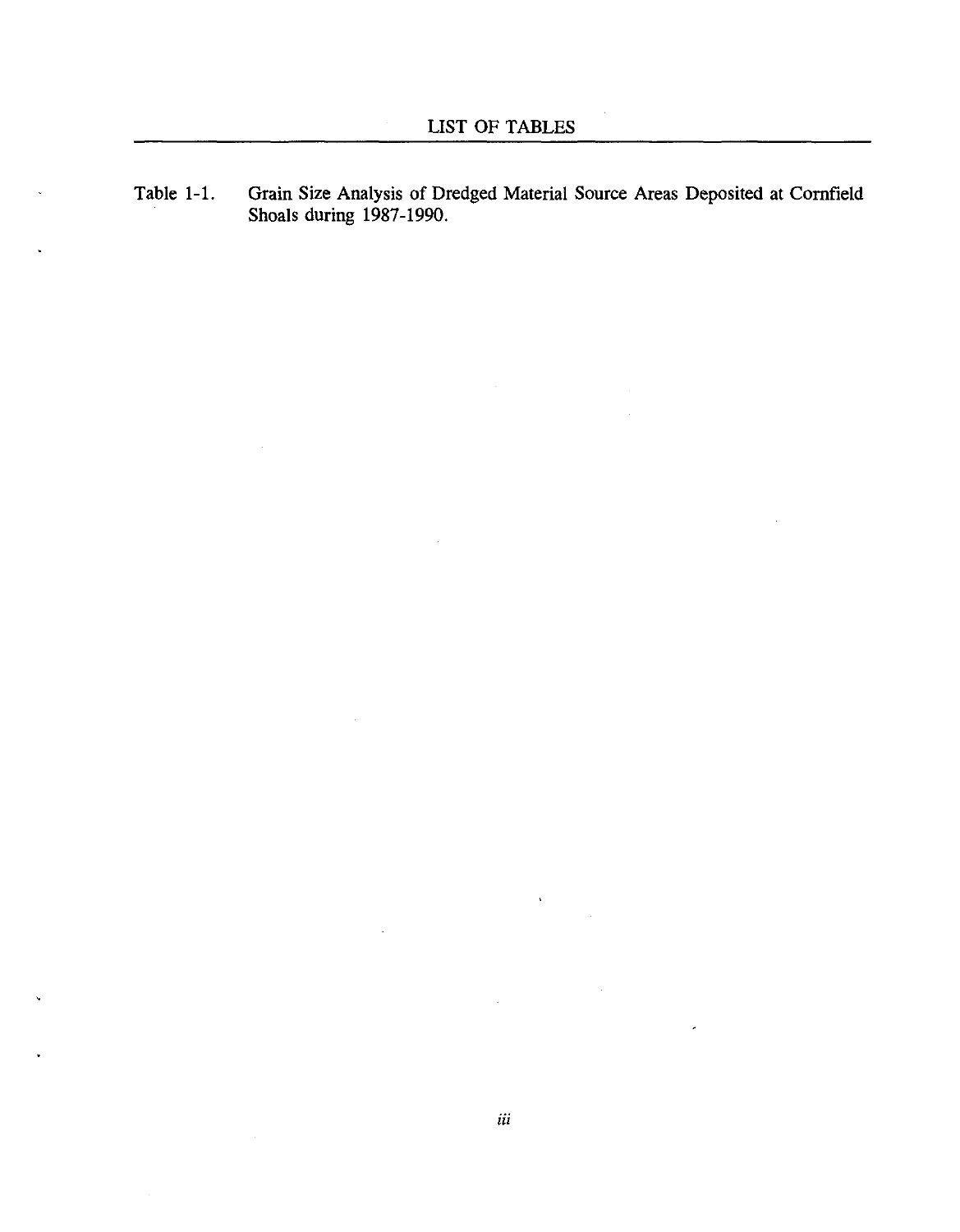# LIST OF TABLES

Table 1-1. Grain Size Analysis of Dredged Material Source Areas Deposited at Cornfield Shoals during 1987-1990.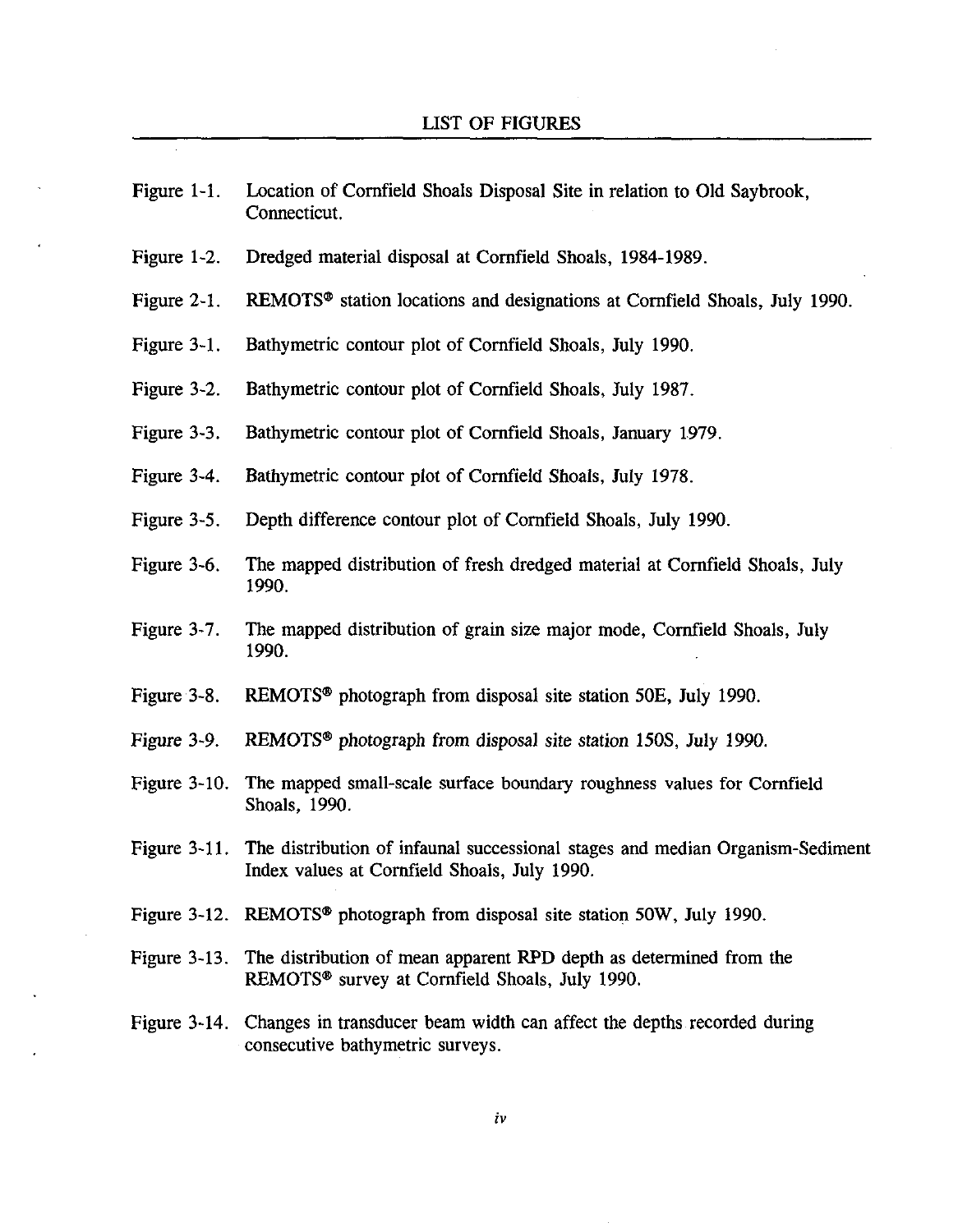# LIST OF FIGURES

Figure 1-1. Location of Cornfield Shoals Disposal Site in relation to Old Saybrook, Connecticut.

Figure 1-2. Dredged material disposal at Cornfield Shoals, 1984-1989.

Figure 2-1. REMOTS® station locations and designations at Cornfield Shoals, July 1990.

Figure 3-1. Bathymetric contour plot of Cornfield Shoals, July 1990.

Figure 3-2. Bathymetric contour plot of Cornfield Shoals, July 1987.

Figure 3-3. Bathymetric contour plot of Cornfield Shoals, January 1979.

Figure 3-4. Bathymetric contour plot of Cornfield Shoals, July 1978.

Figure 3-5. Depth difference contour plot of Cornfield Shoals, July 1990.

Figure 3-6. The mapped distribution of fresh dredged material at Cornfield Shoals, July 1990.

Figure 3-7. The mapped distribution of grain size major mode, Cornfield Shoals, July 1990.

Figure 3-8. REMOTS® photograph from disposal site station 50E, July 1990.

Figure 3-9. REMOTS® photograph from disposal site station 150S, July 1990.

Figure 3-10. The mapped small-scale surface boundary roughness values for Cornfield Shoals, 1990.

Figure 3-11. The distribution of infaunal successional stages and median Organism-Sediment Index values at Cornfield Shoals, July 1990.

Figure 3-12. REMOTS® photograph from disposal site station 50W, July 1990.

Figure 3-13. The distribution of mean apparent RPD depth as determined from the REMOTS® survey at Cornfield Shoals, July 1990.

Figure 3-14. Changes in transducer beam width can affect the depths recorded during consecutive bathymetric surveys.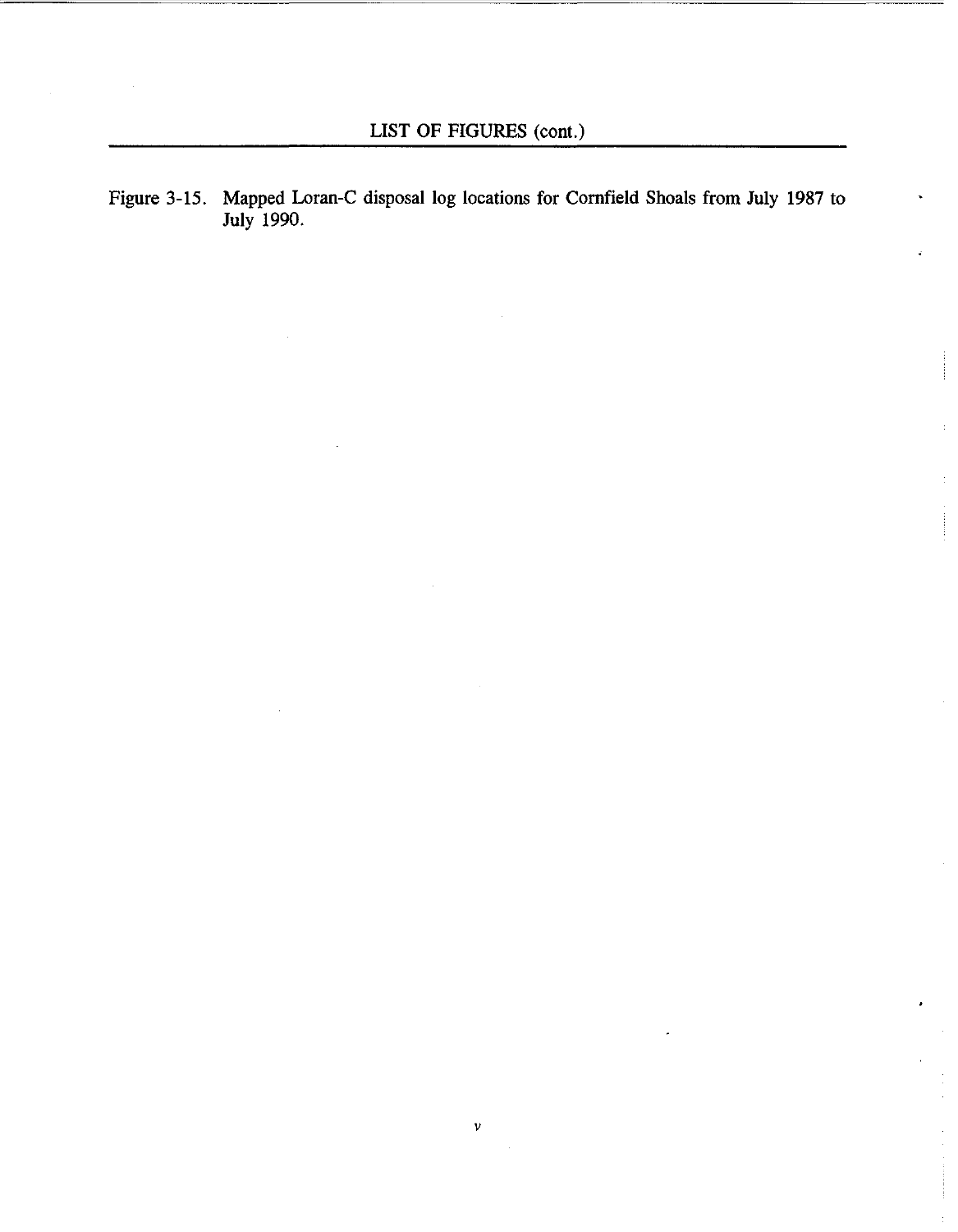## LIST OF FIGURES (cont.)

Figure 3-15. Mapped Loran-C disposal log locations for Cornfield Shoals from July 1987 to July 1990.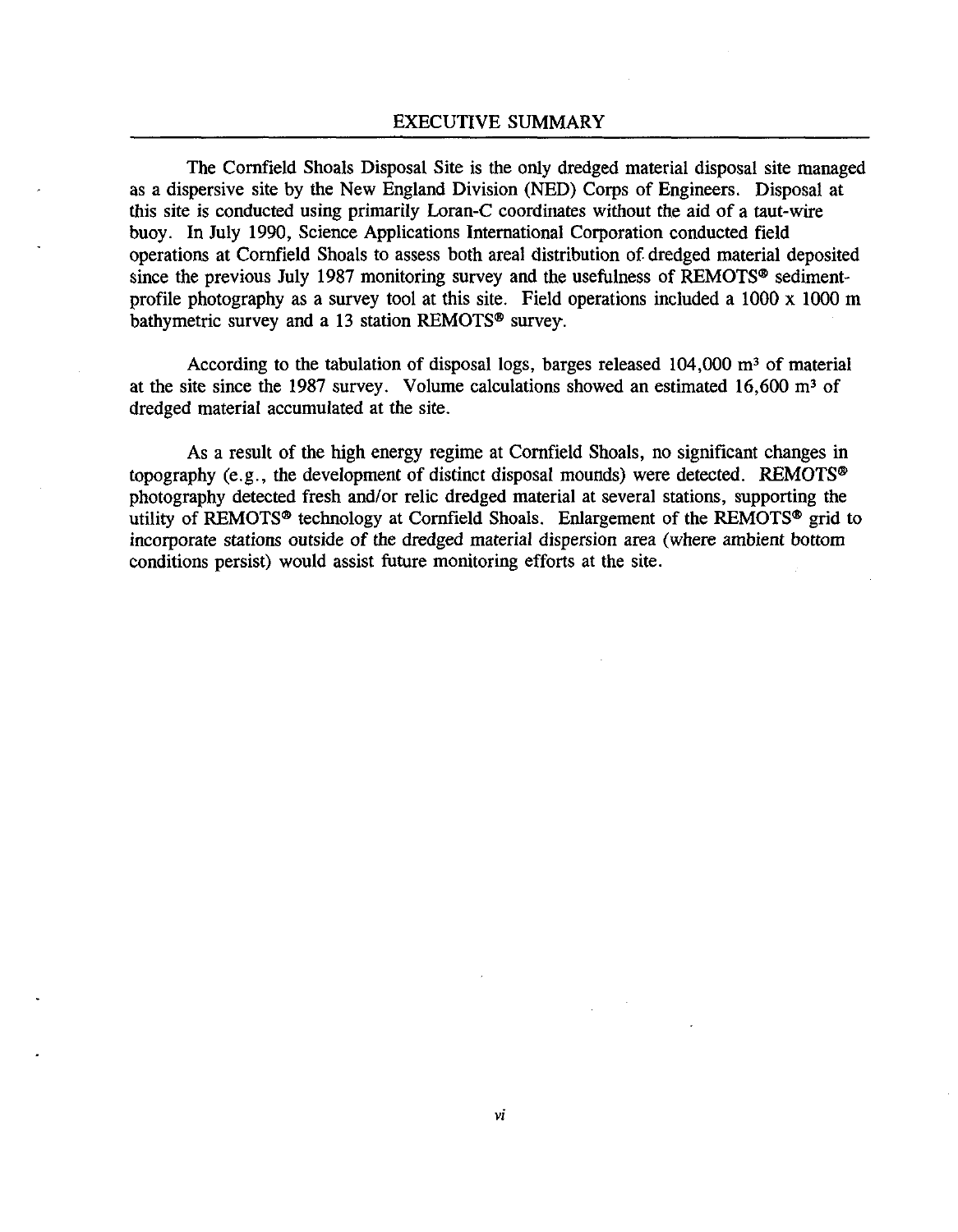# EXECUTIVE SUMMARY

The Cornfield Shoals Disposal Site is the only dredged material disposal site managed as a dispersive site by the New England Division (NED) Corps of Engineers. Disposal at this site is conducted using primarily Loran-C coordinates without the aid of a taut-wire buoy. In July 1990, Science Applications International Corporation conducted field operations at Cornfield Shoals to assess both areal distribution of dredged material deposited since the previous July 1987 monitoring survey and the usefulness of REMOTS® sediment-profile photography as a survey tool at this site. Field operations included a 1000 x 1000 m bathymetric survey and a 13 station REMOTS® survey.

According to the tabulation of disposal logs, barges released 104,000 $m^3$ of material at the site since the 1987 survey. Volume calculations showed an estimated 16,600 $m^3$ of dredged material accumulated at the site.

As a result of the high energy regime at Cornfield Shoals, no significant changes in topography (e.g., the development of distinct disposal mounds) were detected. REMOTS® photography detected fresh and/or relic dredged material at several stations, supporting the utility of REMOTS® technology at Cornfield Shoals. Enlargement of the REMOTS® grid to incorporate stations outside of the dredged material dispersion area (where ambient bottom conditions persist) would assist future monitoring efforts at the site.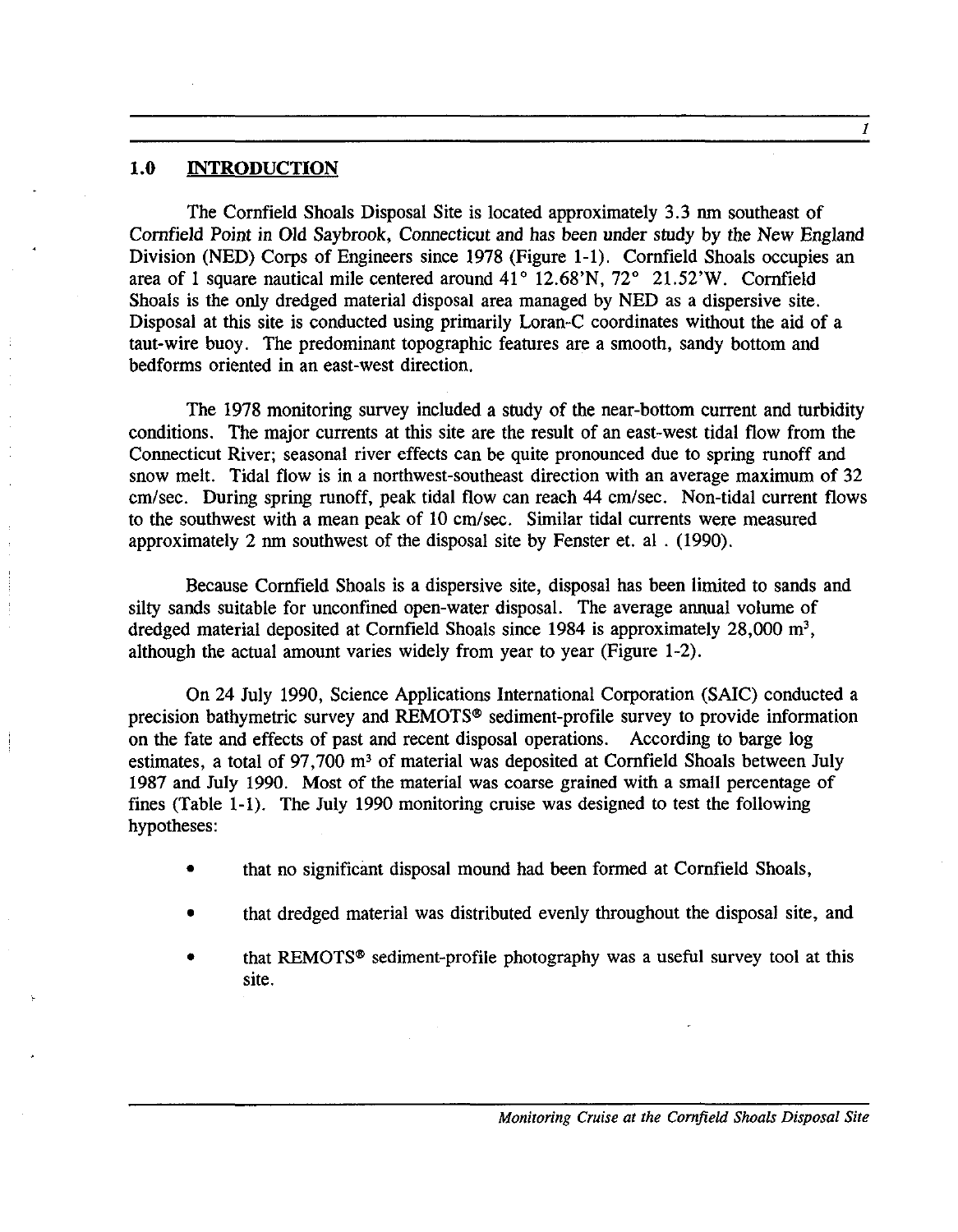## 1.0 INTRODUCTION

The Cornfield Shoals Disposal Site is located approximately 3.3 nm southeast of Cornfield Point in Old Saybrook, Connecticut and has been under study by the New England Division (NED) Corps of Engineers since 1978 (Figure 1-1). Cornfield Shoals occupies an area of 1 square nautical mile centered around 41° 12.68'N, 72° 21.52'W. Cornfield Shoals is the only dredged material disposal area managed by NED as a dispersive site. Disposal at this site is conducted using primarily Loran-C coordinates without the aid of a taut-wire buoy. The predominant topographic features are a smooth, sandy bottom and bedforms oriented in an east-west direction.

The 1978 monitoring survey included a study of the near-bottom current and turbidity conditions. The major currents at this site are the result of an east-west tidal flow from the Connecticut River; seasonal river effects can be quite pronounced due to spring runoff and snow melt. Tidal flow is in a northwest-southeast direction with an average maximum of 32 cm/sec. During spring runoff, peak tidal flow can reach 44 cm/sec. Non-tidal current flows to the southwest with a mean peak of 10 cm/sec. Similar tidal currents were measured approximately 2 nm southwest of the disposal site by Fenster et. al . (1990).

Because Cornfield Shoals is a dispersive site, disposal has been limited to sands and silty sands suitable for unconfined open-water disposal. The average annual volume of dredged material deposited at Cornfield Shoals since 1984 is approximately 28,000 $m^3$, although the actual amount varies widely from year to year (Figure 1-2).

On 24 July 1990, Science Applications International Corporation (SAIC) conducted a precision bathymetric survey and REMOTS® sediment-profile survey to provide information on the fate and effects of past and recent disposal operations. According to barge log estimates, a total of 97,700 $m^3$ of material was deposited at Cornfield Shoals between July 1987 and July 1990. Most of the material was coarse grained with a small percentage of fines (Table 1-1). The July 1990 monitoring cruise was designed to test the following hypotheses:

- that no significant disposal mound had been formed at Cornfield Shoals,
- that dredged material was distributed evenly throughout the disposal site, and
- that REMOTS® sediment-profile photography was a useful survey tool at this site.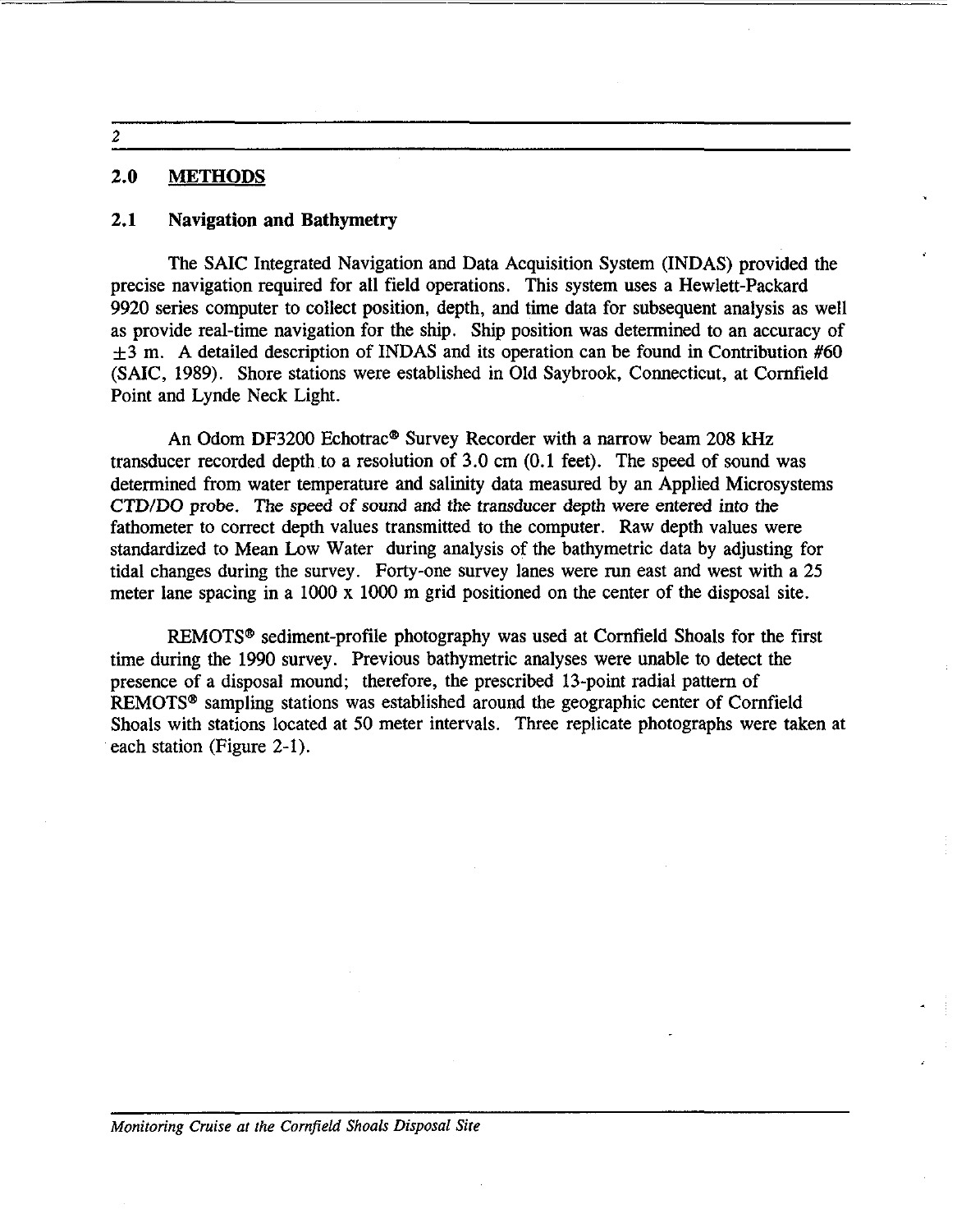## 2.0 METHODS

### 2.1 Navigation and Bathymetry

The SAIC Integrated Navigation and Data Acquisition System (INDAS) provided the precise navigation required for all field operations. This system uses a Hewlett-Packard 9920 series computer to collect position, depth, and time data for subsequent analysis as well as provide real-time navigation for the ship. Ship position was determined to an accuracy of $\pm 3$ m. A detailed description of INDAS and its operation can be found in Contribution #60 (SAIC, 1989). Shore stations were established in Old Saybrook, Connecticut, at Cornfield Point and Lynde Neck Light.

An Odom DF3200 Echotrac® Survey Recorder with a narrow beam 208 kHz transducer recorded depth to a resolution of 3.0 cm (0.1 feet). The speed of sound was determined from water temperature and salinity data measured by an Applied Microsystems CTD/DO probe. The speed of sound and the transducer depth were entered into the fathometer to correct depth values transmitted to the computer. Raw depth values were standardized to Mean Low Water during analysis of the bathymetric data by adjusting for tidal changes during the survey. Forty-one survey lanes were run east and west with a 25 meter lane spacing in a 1000 x 1000 m grid positioned on the center of the disposal site.

REMOTS® sediment-profile photography was used at Cornfield Shoals for the first time during the 1990 survey. Previous bathymetric analyses were unable to detect the presence of a disposal mound; therefore, the prescribed 13-point radial pattern of REMOTS® sampling stations was established around the geographic center of Cornfield Shoals with stations located at 50 meter intervals. Three replicate photographs were taken at each station (Figure 2-1).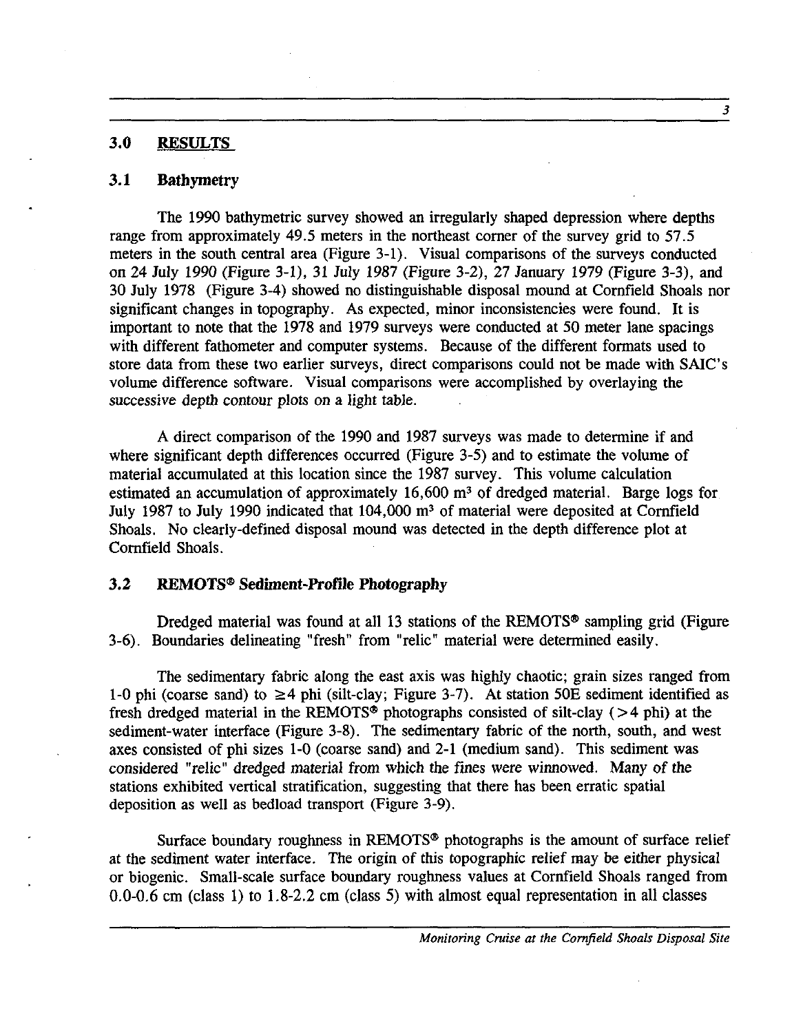## 3.0 RESULTS

### 3.1 Bathymetry

The 1990 bathymetric survey showed an irregularly shaped depression where depths range from approximately 49.5 meters in the northeast corner of the survey grid to 57.5 meters in the south central area (Figure 3-1). Visual comparisons of the surveys conducted on 24 July 1990 (Figure 3-1), 31 July 1987 (Figure 3-2), 27 January 1979 (Figure 3-3), and 30 July 1978 (Figure 3-4) showed no distinguishable disposal mound at Cornfield Shoals nor significant changes in topography. As expected, minor inconsistencies were found. It is important to note that the 1978 and 1979 surveys were conducted at 50 meter lane spacings with different fathometer and computer systems. Because of the different formats used to store data from these two earlier surveys, direct comparisons could not be made with SAIC's volume difference software. Visual comparisons were accomplished by overlaying the successive depth contour plots on a light table.

A direct comparison of the 1990 and 1987 surveys was made to determine if and where significant depth differences occurred (Figure 3-5) and to estimate the volume of material accumulated at this location since the 1987 survey. This volume calculation estimated an accumulation of approximately 16,600 $m^3$ of dredged material. Barge logs for July 1987 to July 1990 indicated that 104,000 $m^3$ of material were deposited at Cornfield Shoals. No clearly-defined disposal mound was detected in the depth difference plot at Cornfield Shoals.

### 3.2 REMOTS® Sediment-Profile Photography

Dredged material was found at all 13 stations of the REMOTS® sampling grid (Figure 3-6). Boundaries delineating "fresh" from "relic" material were determined easily.

The sedimentary fabric along the east axis was highly chaotic; grain sizes ranged from 1-0 phi (coarse sand) to ≥4 phi (silt-clay; Figure 3-7). At station 50E sediment identified as fresh dredged material in the REMOTS® photographs consisted of silt-clay (>4 phi) at the sediment-water interface (Figure 3-8). The sedimentary fabric of the north, south, and west axes consisted of phi sizes 1-0 (coarse sand) and 2-1 (medium sand). This sediment was considered "relic" dredged material from which the fines were winnowed. Many of the stations exhibited vertical stratification, suggesting that there has been erratic spatial deposition as well as bedload transport (Figure 3-9).

Surface boundary roughness in REMOTS® photographs is the amount of surface relief at the sediment water interface. The origin of this topographic relief may be either physical or biogenic. Small-scale surface boundary roughness values at Cornfield Shoals ranged from 0.0-0.6 cm (class 1) to 1.8-2.2 cm (class 5) with almost equal representation in all classes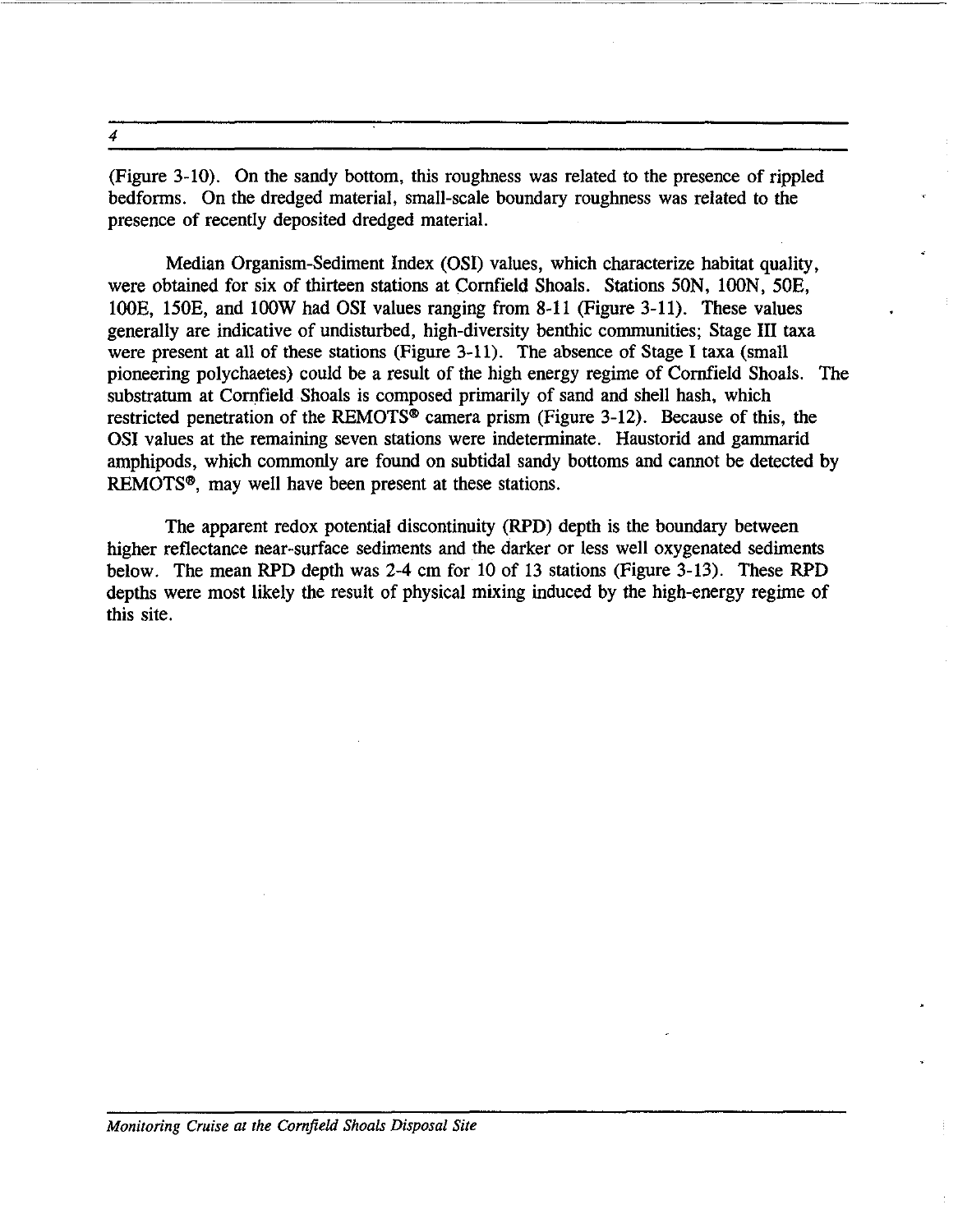(Figure 3-10). On the sandy bottom, this roughness was related to the presence of rippled bedforms. On the dredged material, small-scale boundary roughness was related to the presence of recently deposited dredged material.

Median Organism-Sediment Index (OSI) values, which characterize habitat quality, were obtained for six of thirteen stations at Cornfield Shoals. Stations 50N, 100N, 50E, 100E, 150E, and 100W had OSI values ranging from 8-11 (Figure 3-11). These values generally are indicative of undisturbed, high-diversity benthic communities; Stage III taxa were present at all of these stations (Figure 3-11). The absence of Stage I taxa (small pioneering polychaetes) could be a result of the high energy regime of Cornfield Shoals. The substratum at Cornfield Shoals is composed primarily of sand and shell hash, which restricted penetration of the REMOTS® camera prism (Figure 3-12). Because of this, the OSI values at the remaining seven stations were indeterminate. Haustorid and gammarid amphipods, which commonly are found on subtidal sandy bottoms and cannot be detected by REMOTS®, may well have been present at these stations.

The apparent redox potential discontinuity (RPD) depth is the boundary between higher reflectance near-surface sediments and the darker or less well oxygenated sediments below. The mean RPD depth was 2-4 cm for 10 of 13 stations (Figure 3-13). These RPD depths were most likely the result of physical mixing induced by the high-energy regime of this site.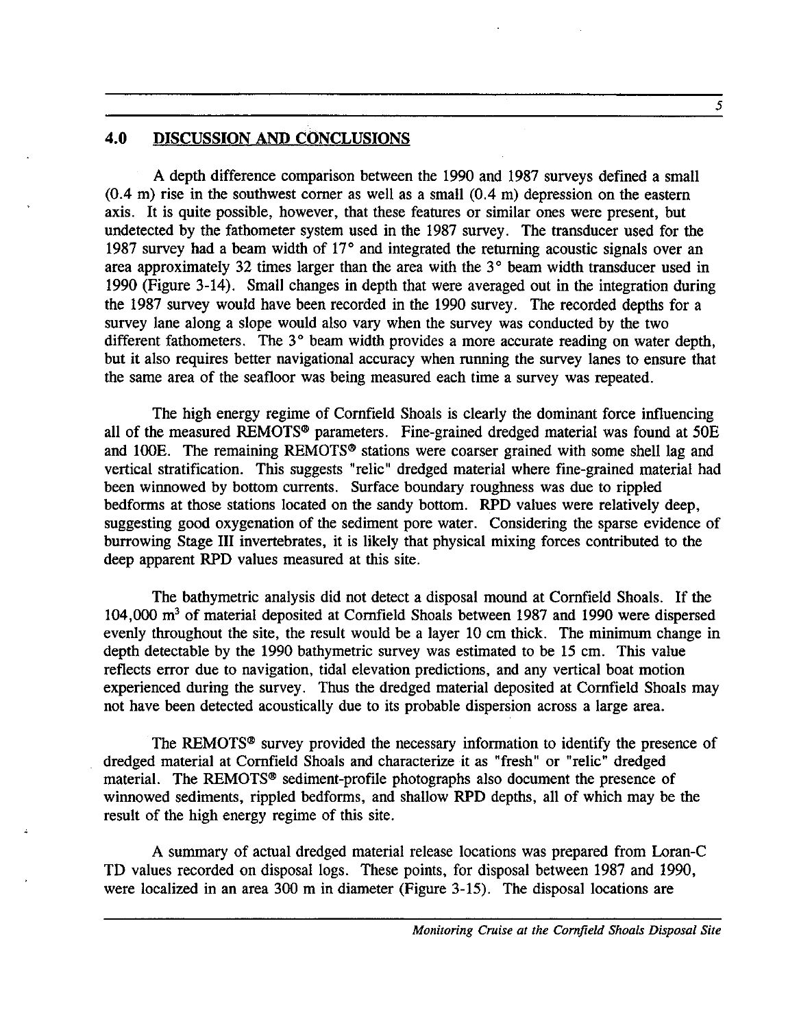## 4.0 DISCUSSION AND CONCLUSIONS

A depth difference comparison between the 1990 and 1987 surveys defined a small (0.4 m) rise in the southwest corner as well as a small (0.4 m) depression on the eastern axis. It is quite possible, however, that these features or similar ones were present, but undetected by the fathometer system used in the 1987 survey. The transducer used for the 1987 survey had a beam width of 17° and integrated the returning acoustic signals over an area approximately 32 times larger than the area with the 3° beam width transducer used in 1990 (Figure 3-14). Small changes in depth that were averaged out in the integration during the 1987 survey would have been recorded in the 1990 survey. The recorded depths for a survey lane along a slope would also vary when the survey was conducted by the two different fathometers. The 3° beam width provides a more accurate reading on water depth, but it also requires better navigational accuracy when running the survey lanes to ensure that the same area of the seafloor was being measured each time a survey was repeated.

The high energy regime of Cornfield Shoals is clearly the dominant force influencing all of the measured REMOTS® parameters. Fine-grained dredged material was found at 50E and 100E. The remaining REMOTS® stations were coarser grained with some shell lag and vertical stratification. This suggests "relic" dredged material where fine-grained material had been winnowed by bottom currents. Surface boundary roughness was due to rippled bedforms at those stations located on the sandy bottom. RPD values were relatively deep, suggesting good oxygenation of the sediment pore water. Considering the sparse evidence of burrowing Stage III invertebrates, it is likely that physical mixing forces contributed to the deep apparent RPD values measured at this site.

The bathymetric analysis did not detect a disposal mound at Cornfield Shoals. If the 104,000 $m^3$ of material deposited at Cornfield Shoals between 1987 and 1990 were dispersed evenly throughout the site, the result would be a layer 10 cm thick. The minimum change in depth detectable by the 1990 bathymetric survey was estimated to be 15 cm. This value reflects error due to navigation, tidal elevation predictions, and any vertical boat motion experienced during the survey. Thus the dredged material deposited at Cornfield Shoals may not have been detected acoustically due to its probable dispersion across a large area.

The REMOTS® survey provided the necessary information to identify the presence of dredged material at Cornfield Shoals and characterize it as "fresh" or "relic" dredged material. The REMOTS® sediment-profile photographs also document the presence of winnowed sediments, rippled bedforms, and shallow RPD depths, all of which may be the result of the high energy regime of this site.

A summary of actual dredged material release locations was prepared from Loran-C TD values recorded on disposal logs. These points, for disposal between 1987 and 1990, were localized in an area 300 m in diameter (Figure 3-15). The disposal locations are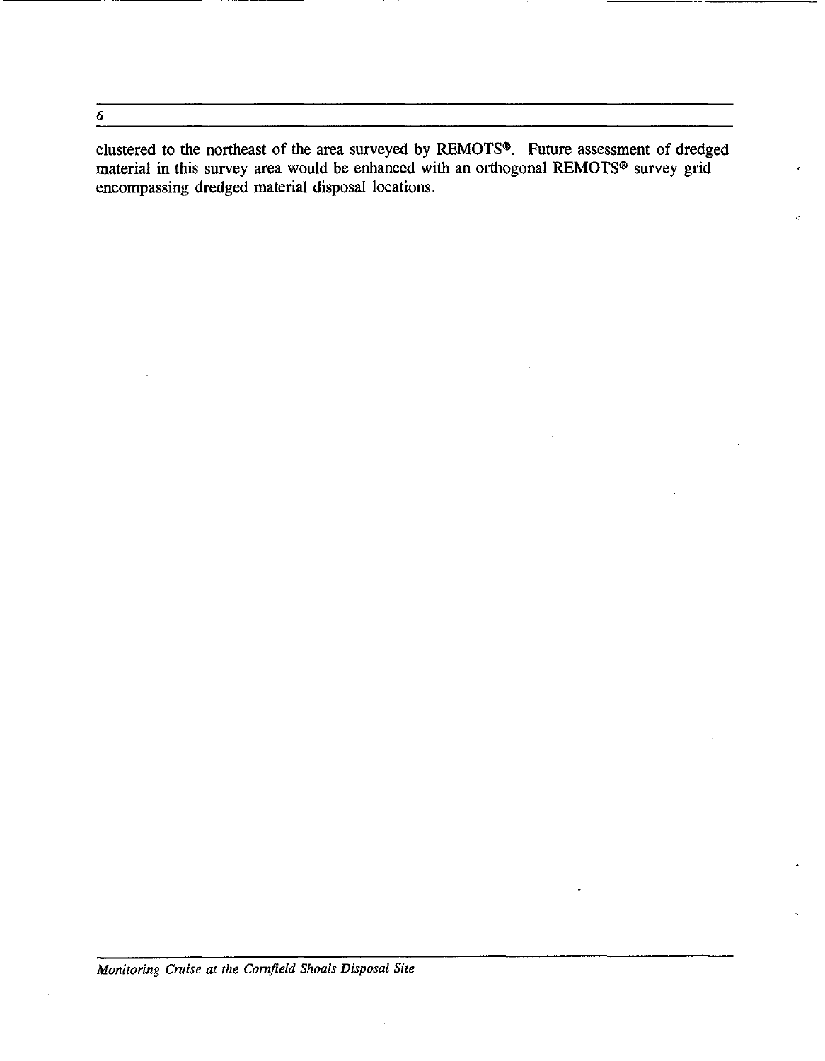clustered to the northeast of the area surveyed by REMOTS®. Future assessment of dredged material in this survey area would be enhanced with an orthogonal REMOTS® survey grid encompassing dredged material disposal locations.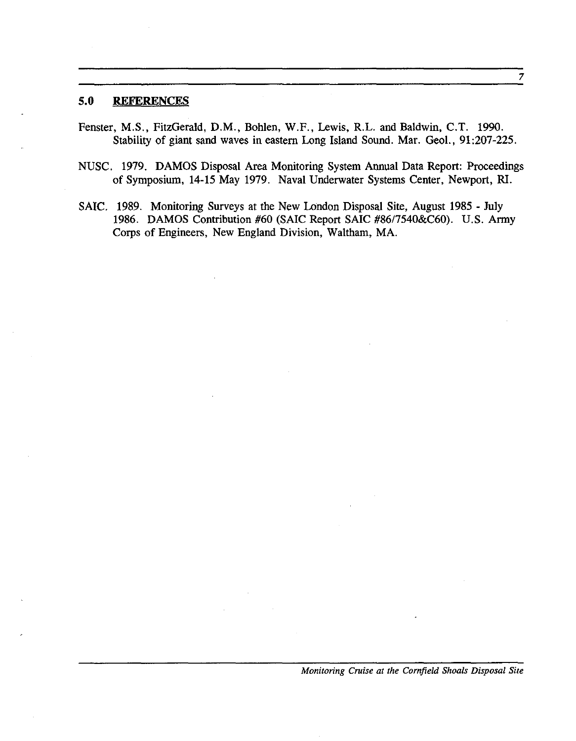## 5.0 REFERENCES

Fenster, M.S., FitzGerald, D.M., Bohlen, W.F., Lewis, R.L. and Baldwin, C.T. 1990. Stability of giant sand waves in eastern Long Island Sound. Mar. Geol., 91:207-225.

NUSC. 1979. DAMOS Disposal Area Monitoring System Annual Data Report: Proceedings of Symposium, 14-15 May 1979. Naval Underwater Systems Center, Newport, RI.

SAIC. 1989. Monitoring Surveys at the New London Disposal Site, August 1985 - July 1986. DAMOS Contribution #60 (SAIC Report SAIC #86/7540&C60). U.S. Army Corps of Engineers, New England Division, Waltham, MA.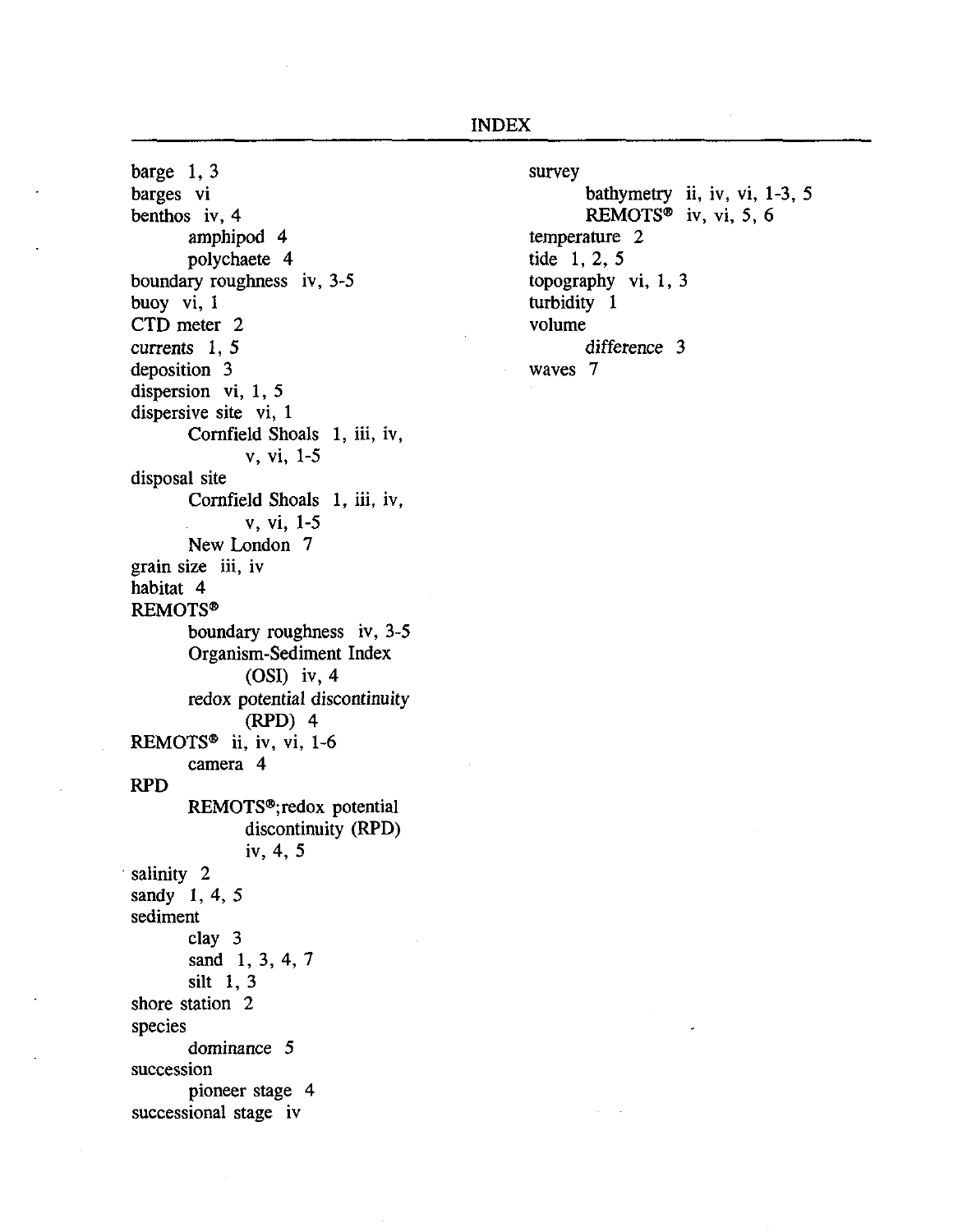# INDEX

barge 1, 3
barges vi
benthos iv, 4
- amphipod 4
- polychaete 4

boundary roughness iv, 3-5
buoy vi, 1
CTD meter 2
currents 1, 5
deposition 3
dispersion vi, 1, 5
dispersive site vi, 1
- Cornfield Shoals 1, iii, iv, v, vi, 1-5

disposal site
- Cornfield Shoals 1, iii, iv, v, vi, 1-5
- New London 7

grain size iii, iv
habitat 4
REMOTS®
- boundary roughness iv, 3-5
- Organism-Sediment Index (OSI) iv, 4
- redox potential discontinuity (RPD) 4

REMOTS® ii, iv, vi, 1-6
- camera 4

RPD
- REMOTS®;redox potential discontinuity (RPD) iv, 4, 5

salinity 2
sandy 1, 4, 5
sediment
- clay 3
- sand 1, 3, 4, 7
- silt 1, 3

shore station 2
species
- dominance 5

succession
- pioneer stage 4

successional stage iv
survey
- bathymetry ii, iv, vi, 1-3, 5
- REMOTS® iv, vi, 5, 6

temperature 2
tide 1, 2, 5
topography vi, 1, 3
turbidity 1
volume
- difference 3

waves 7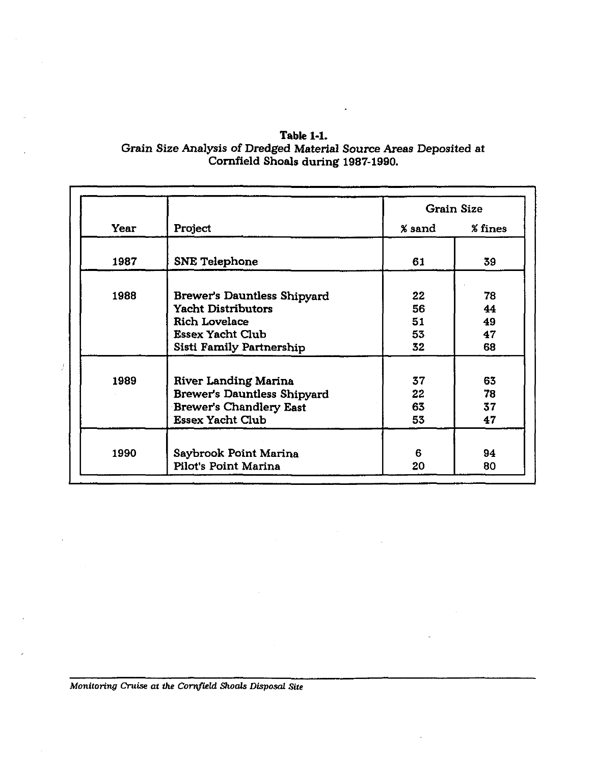**Table 1-1.**
Grain Size Analysis of Dredged Material Source Areas Deposited at Cornfield Shoals during 1987-1990.

| | | Grain Size | |
|---|---|---|---|
| Year | Project | % sand | % fines |
| 1987 | SNE Telephone | 61 | 39 |
| 1988 | Brewer's Dauntless Shipyard | 22 | 78 |
| | Yacht Distributors | 56 | 44 |
| | Rich Lovelace | 51 | 49 |
| | Essex Yacht Club | 53 | 47 |
| | Sisti Family Partnership | 32 | 68 |
| 1989 | River Landing Marina | 37 | 63 |
| | Brewer's Dauntless Shipyard | 22 | 78 |
| | Brewer's Chandlery East | 63 | 37 |
| | Essex Yacht Club | 53 | 47 |
| 1990 | Saybrook Point Marina | 6 | 94 |
| | Pilot's Point Marina | 20 | 80 |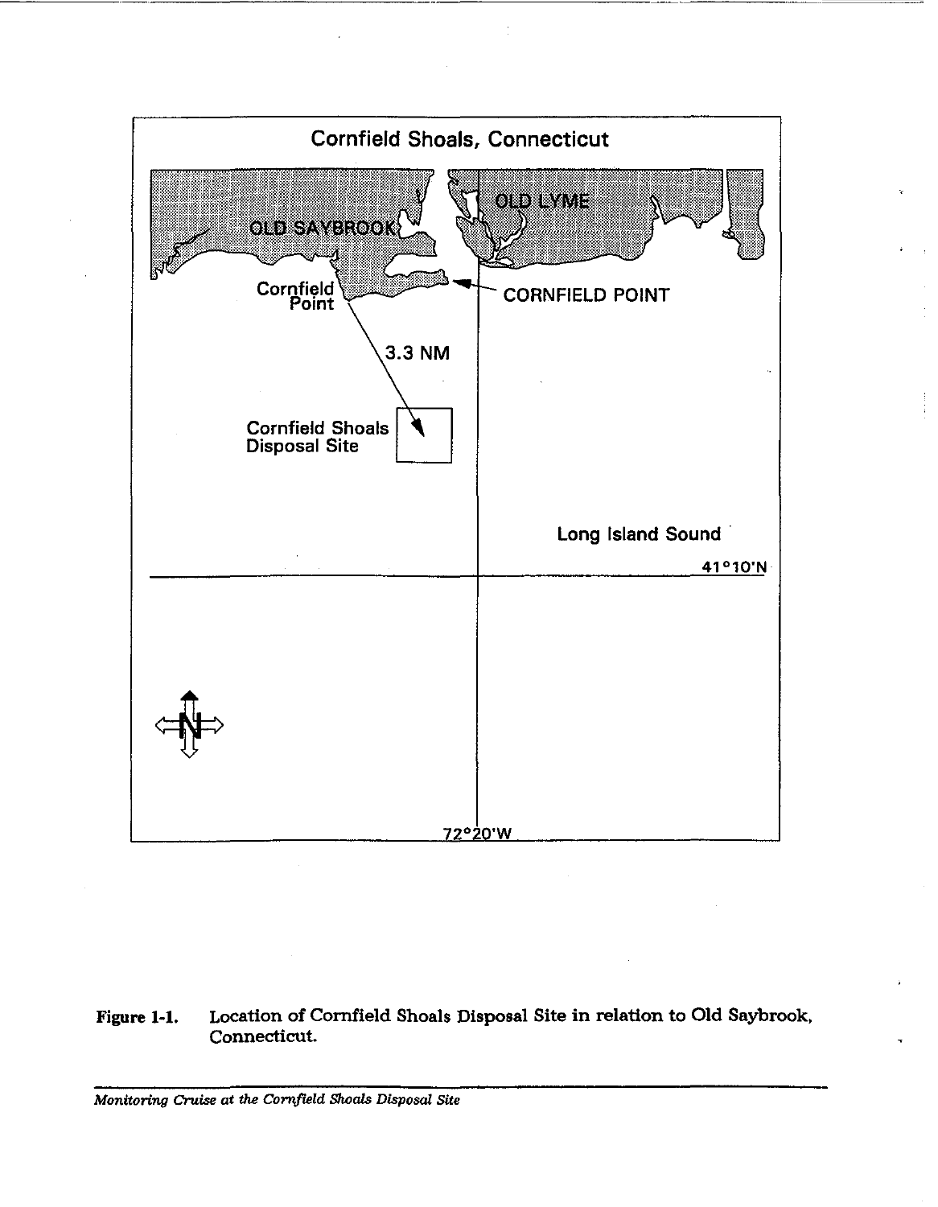Cornfield Shoals, Connecticut

OLD SAYBROOK

OLD LYME

Cornfield Point

CORNFIELD POINT

3.3 NM

Cornfield Shoals Disposal Site

Long Island Sound

41°10'N

72°20'W

N

**Figure 1-1.** Location of Cornfield Shoals Disposal Site in relation to Old Saybrook, Connecticut.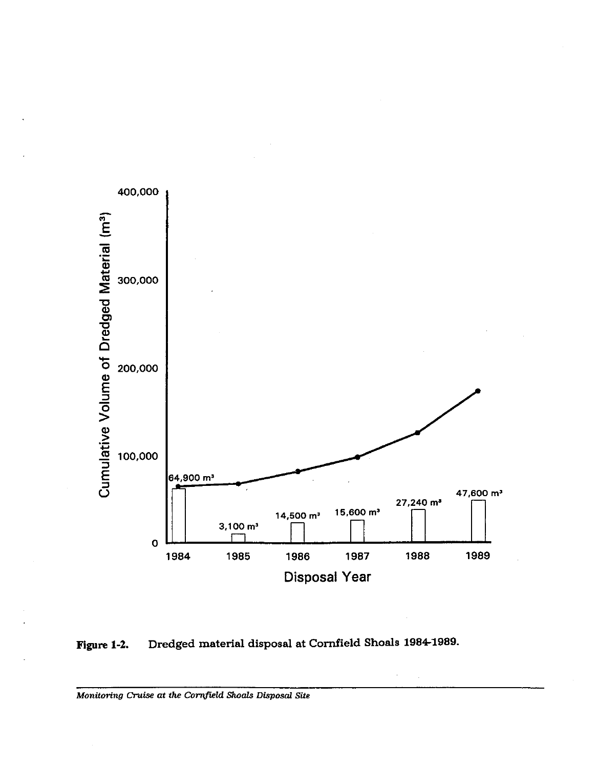Figure 1-2. Dredged material disposal at Cornfield Shoals 1984-1989.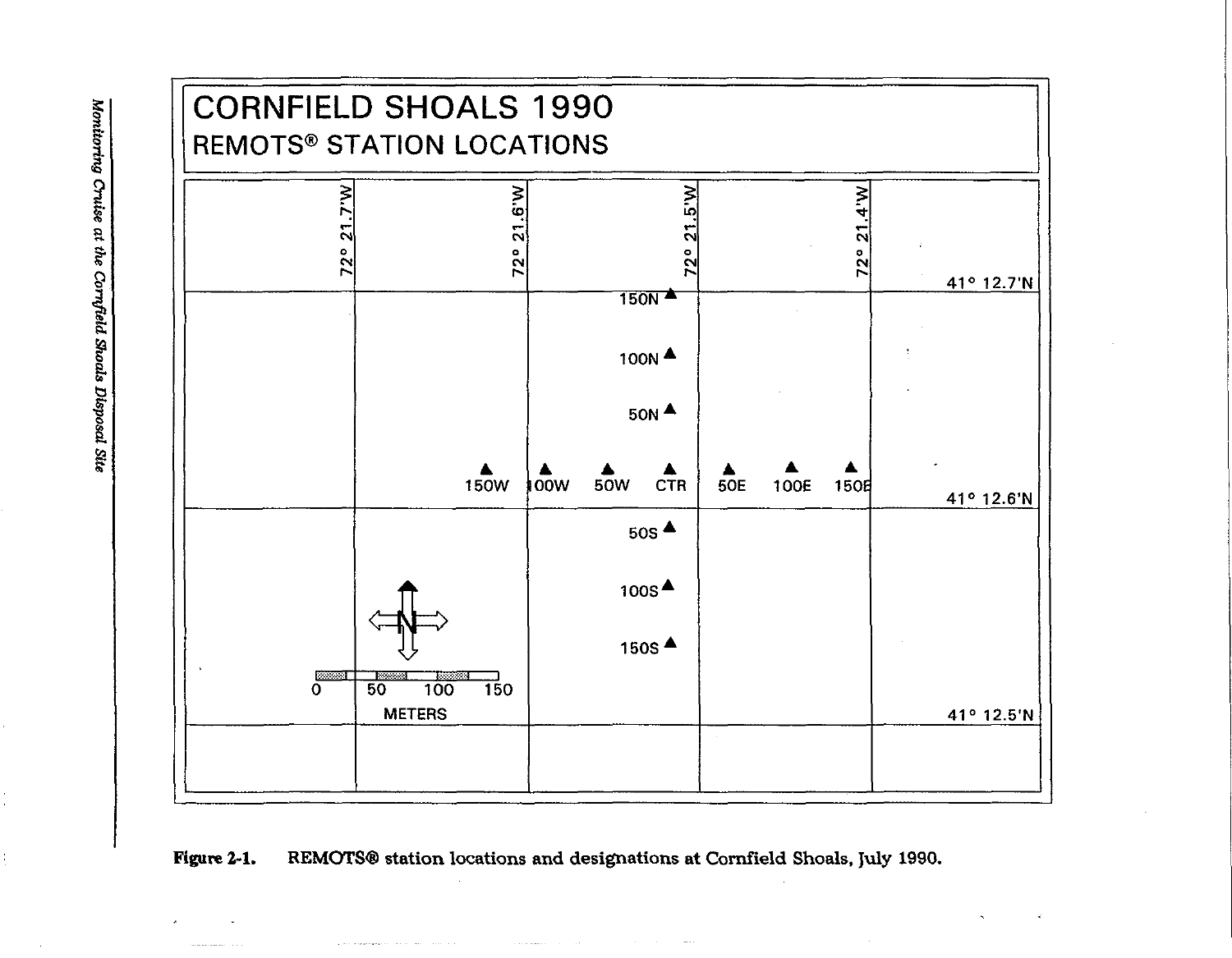# CORNFIELD SHOALS 1990

## REMOTS® STATION LOCATIONS

72° 21.7'W | 72° 21.6'W | 72° 21.5'W | 72° 21.4'W

41° 12.7'N

150N
100N
50N

150W 100W 50W CTR 50E 100E 150E

41° 12.6'N

50S
100S
150S

N

0 50 100 150
METERS

41° 12.5'N

**Figure 2-1.** REMOTS® station locations and designations at Cornfield Shoals, July 1990.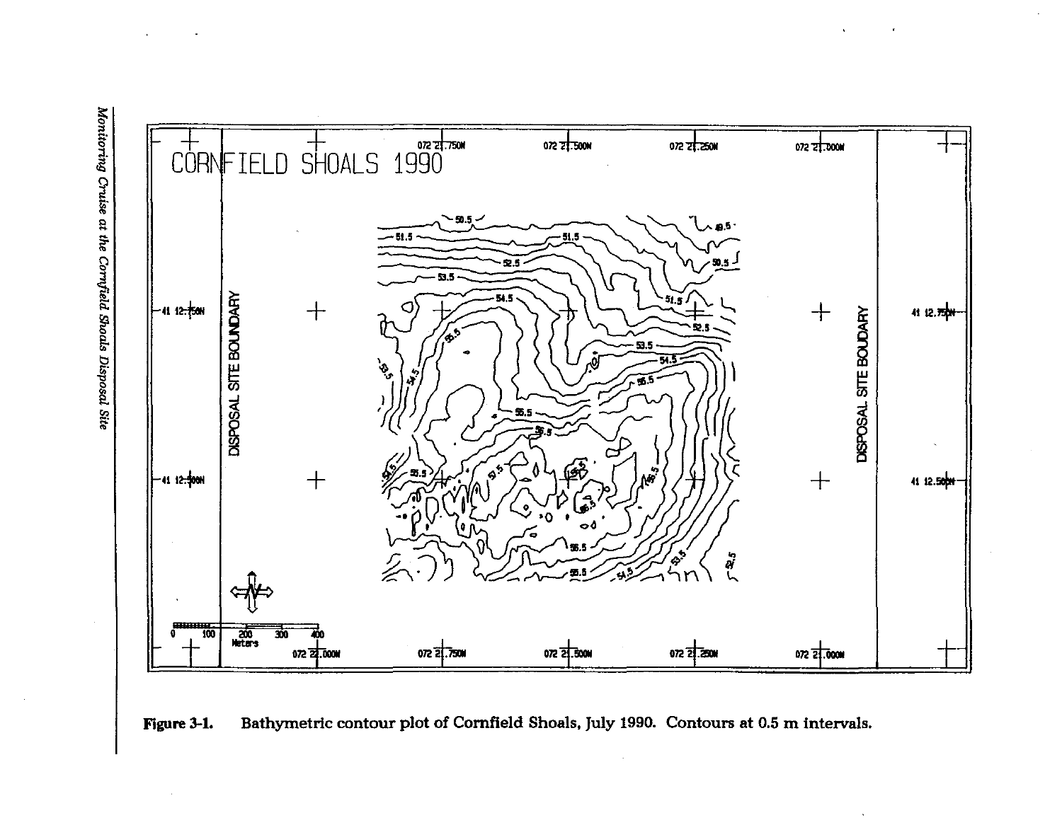Figure 3-1. Bathymetric contour plot of Cornfield Shoals, July 1990. Contours at 0.5 m intervals.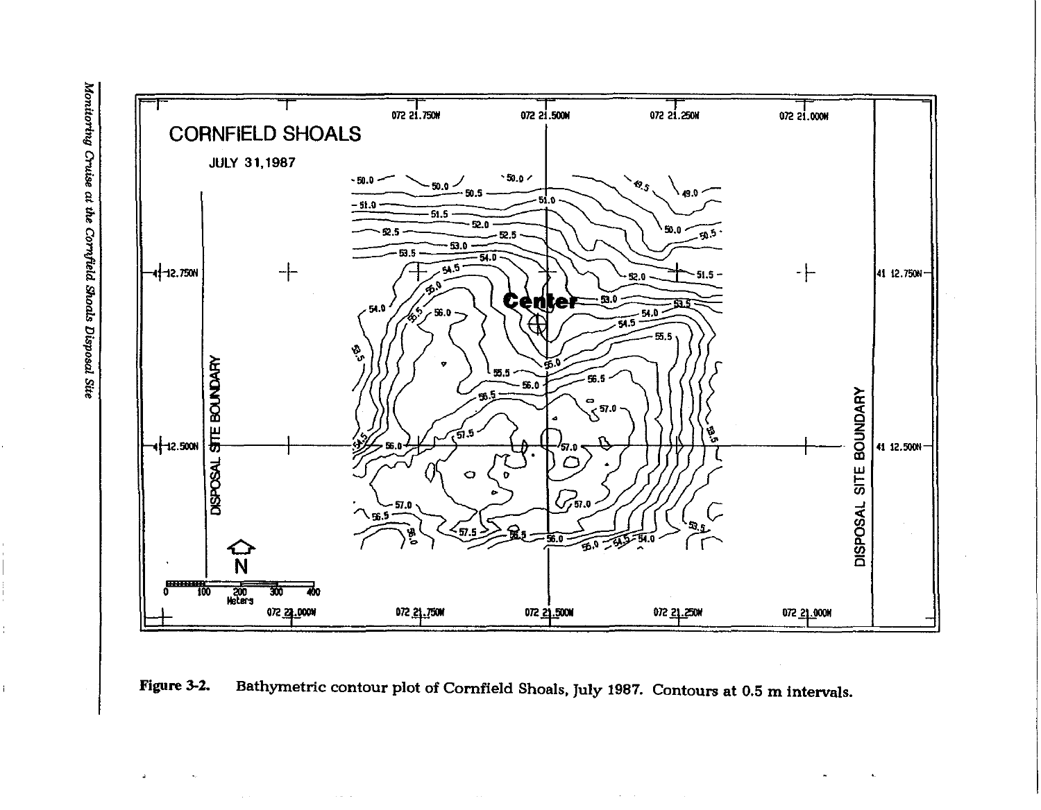Figure 3-2. Bathymetric contour plot of Cornfield Shoals, July 1987. Contours at 0.5 m intervals.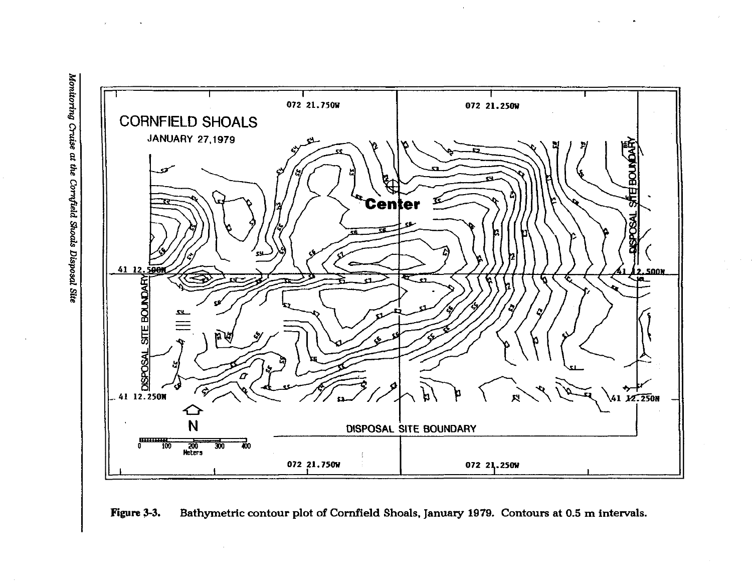Figure 3-3. Bathymetric contour plot of Cornfield Shoals, January 1979. Contours at 0.5 m intervals.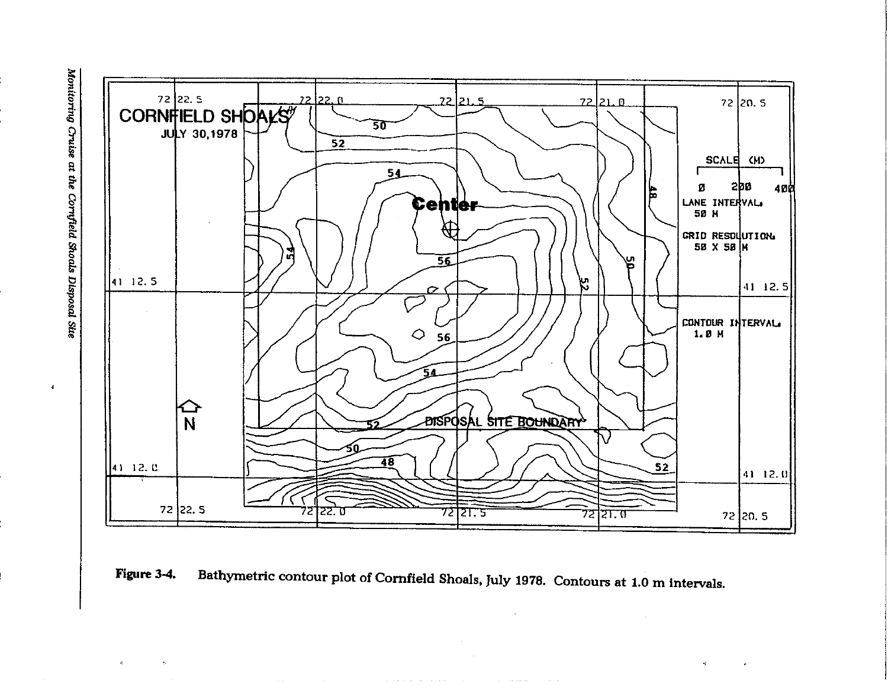Figure 3-4. Bathymetric contour plot of Cornfield Shoals, July 1978. Contours at 1.0 m intervals.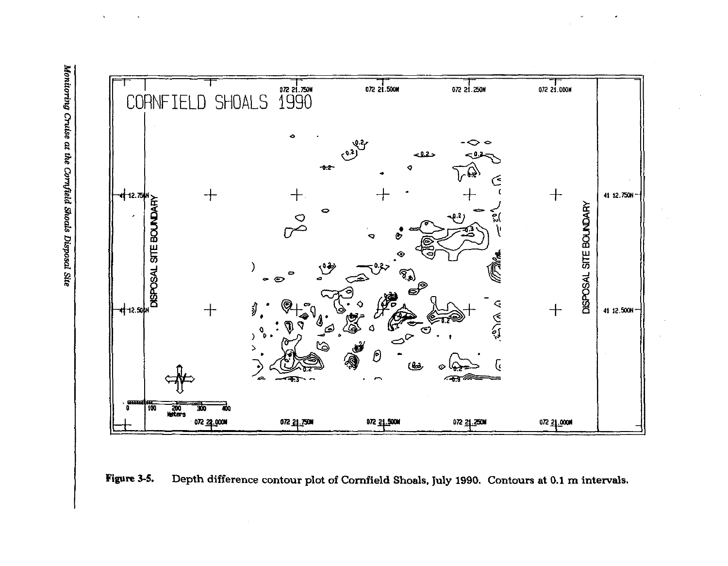Figure 3-5. Depth difference contour plot of Cornfield Shoals, July 1990. Contours at 0.1 m intervals.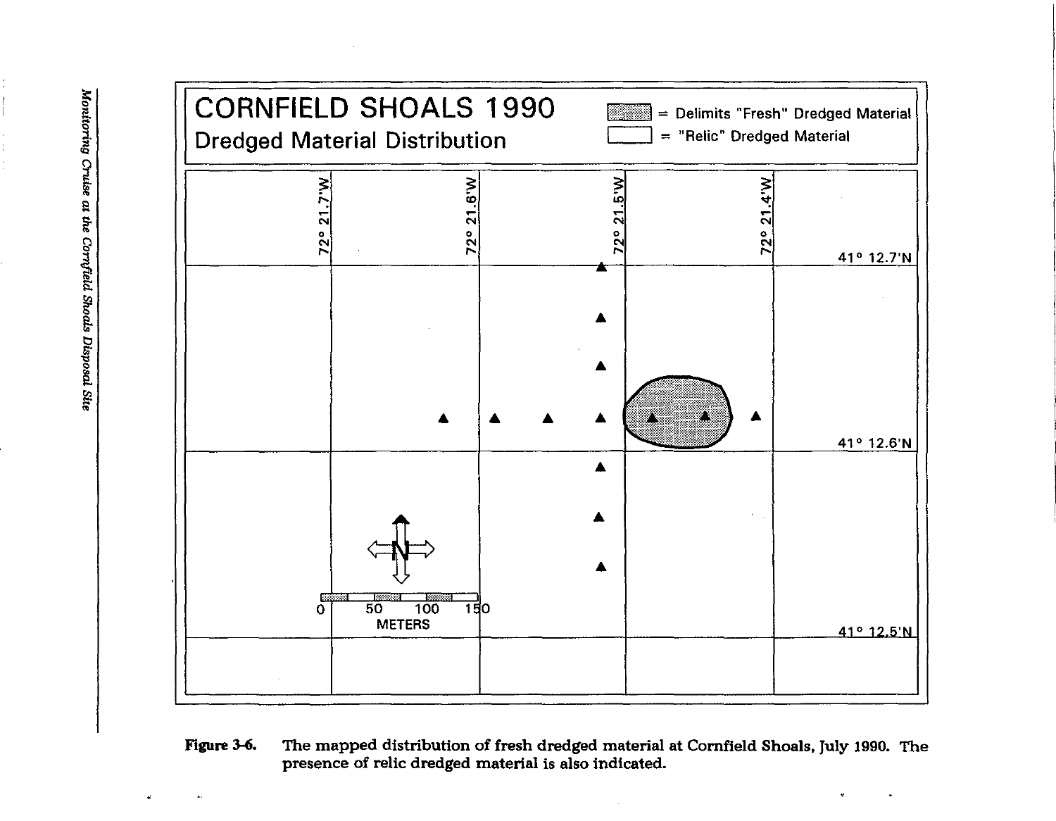**Figure 3-6.** The mapped distribution of fresh dredged material at Cornfield Shoals, July 1990. The presence of relic dredged material is also indicated.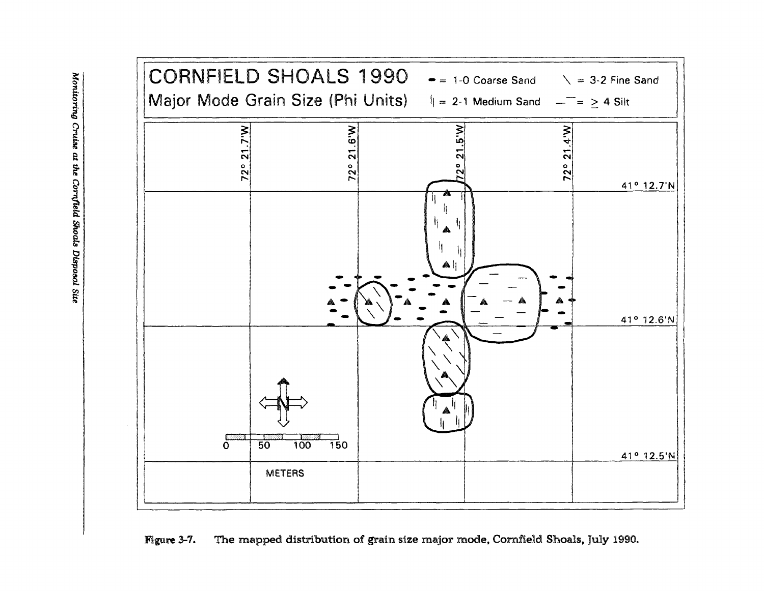Figure 3-7. The mapped distribution of grain size major mode, Cornfield Shoals, July 1990.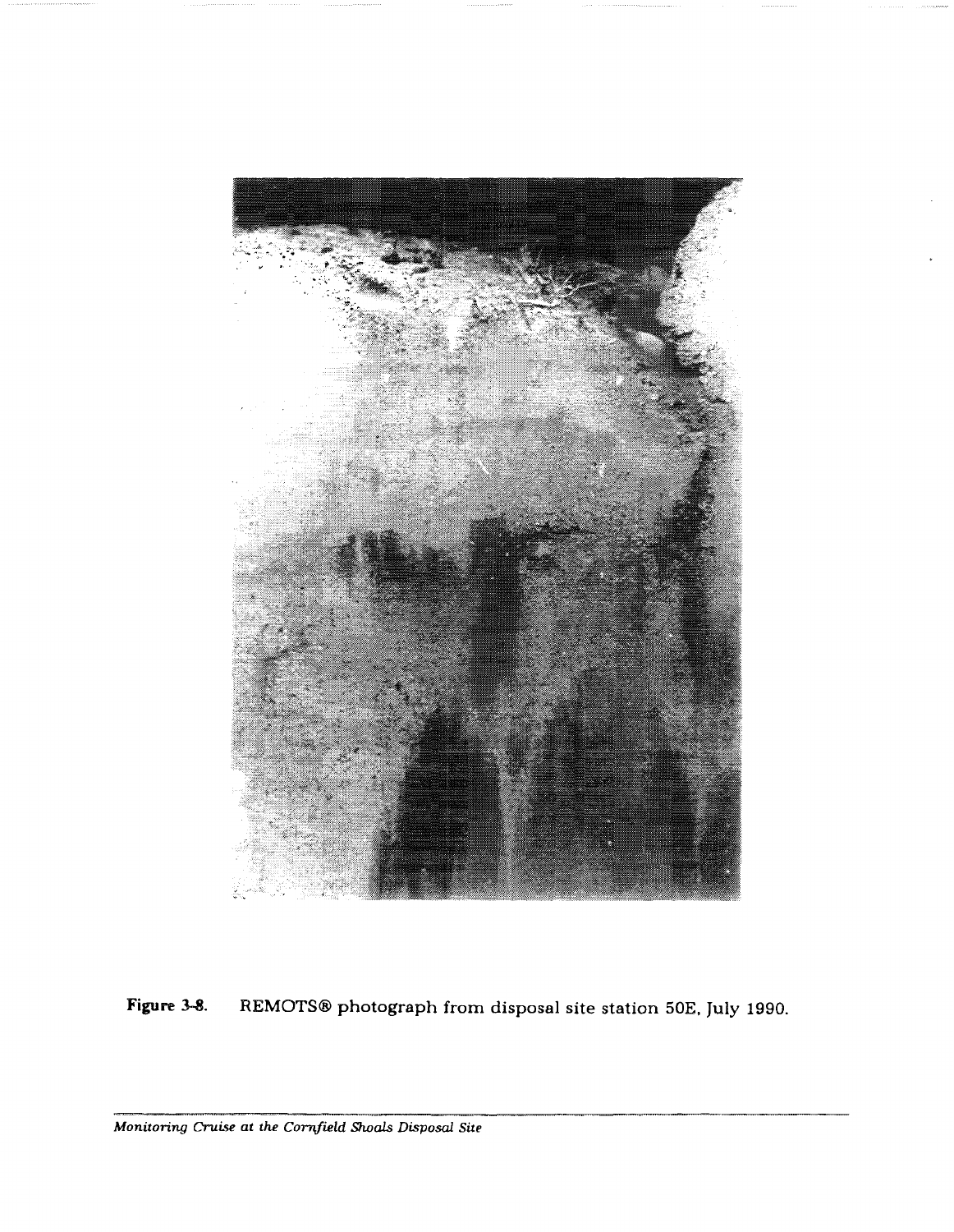**Figure 3-8.** REMOTS® photograph from disposal site station 50E, July 1990.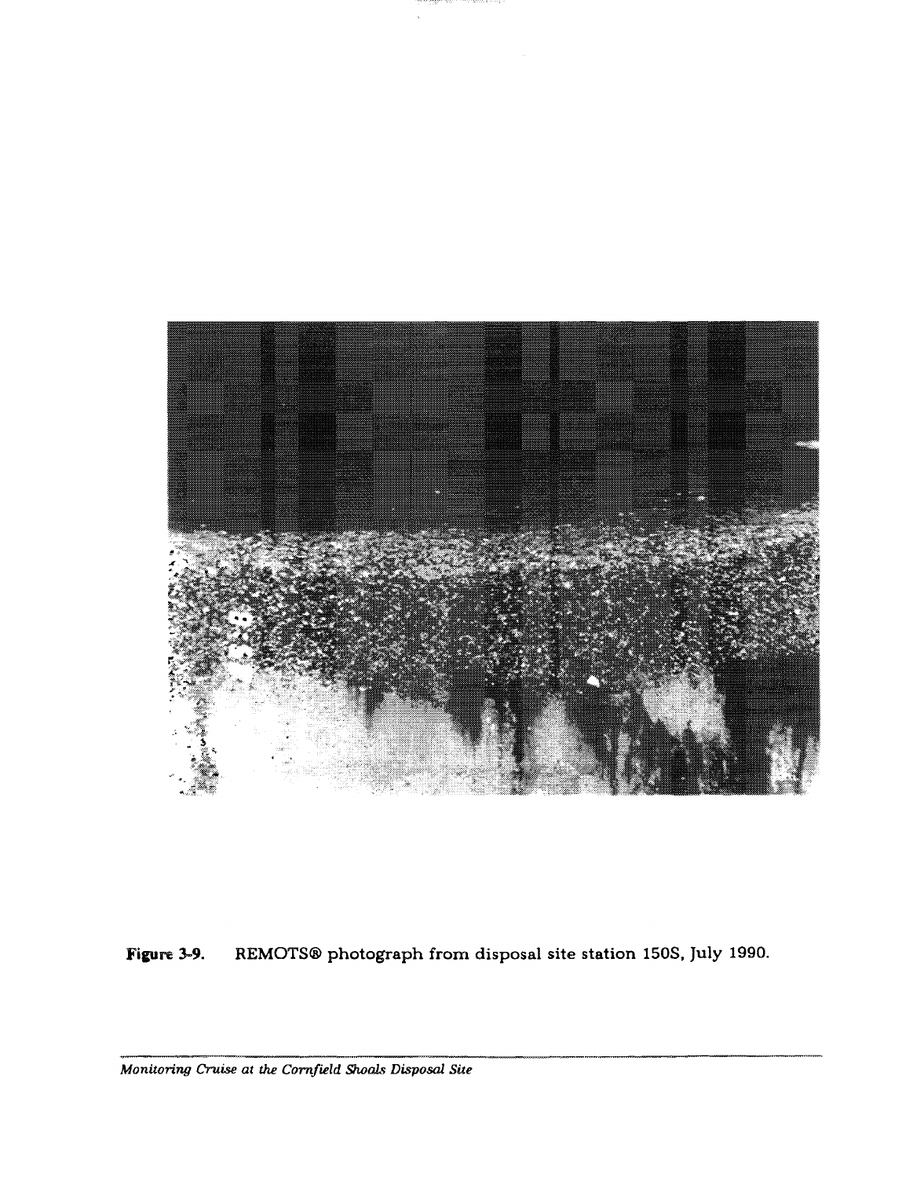**Figure 3-9.** REMOTS® photograph from disposal site station 150S, July 1990.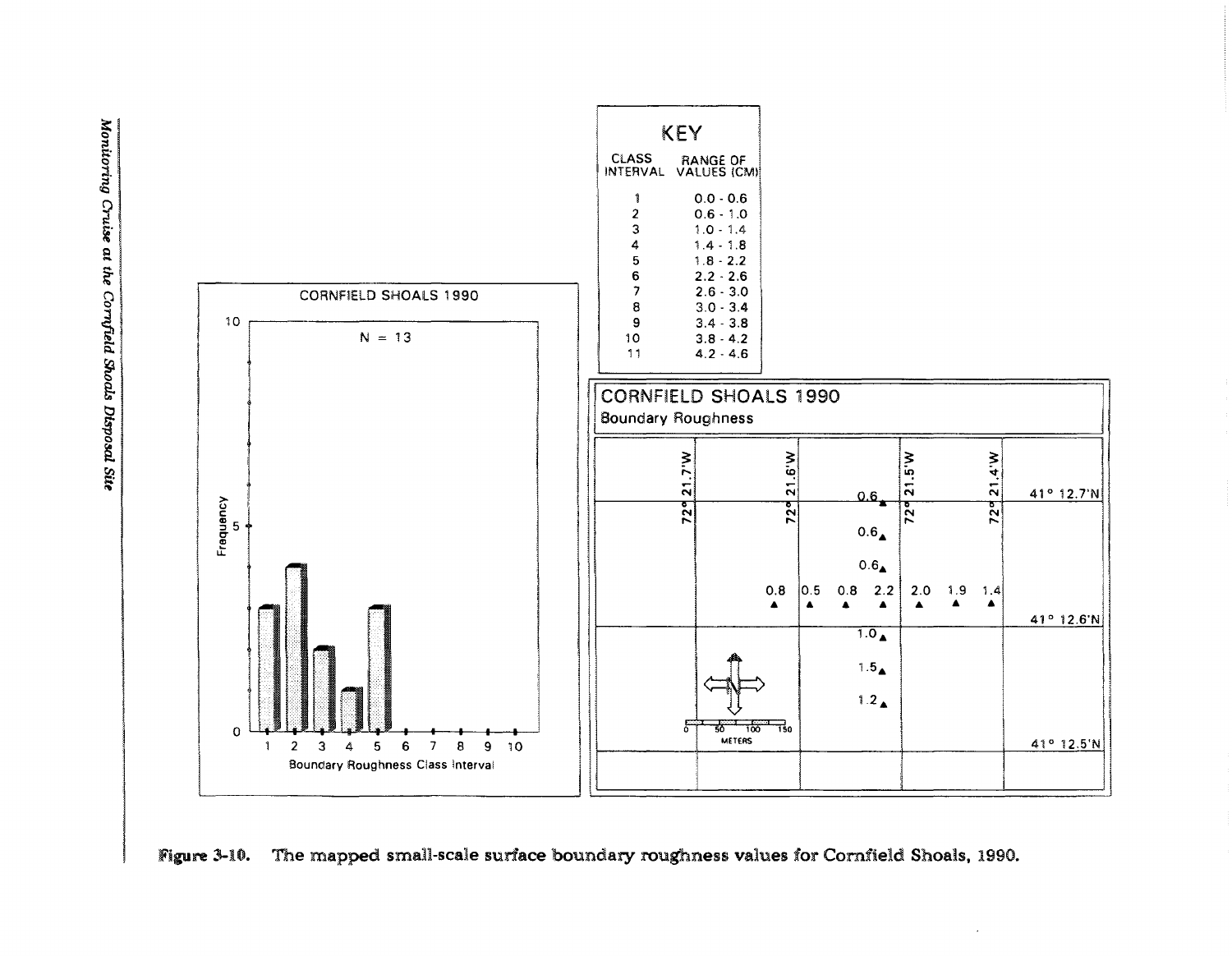**KEY**

| CLASS INTERVAL | RANGE OF VALUES (CM) |
|---|---|
| 1 | 0.0 - 0.6 |
| 2 | 0.6 - 1.0 |
| 3 | 1.0 - 1.4 |
| 4 | 1.4 - 1.8 |
| 5 | 1.8 - 2.2 |
| 6 | 2.2 - 2.6 |
| 7 | 2.6 - 3.0 |
| 8 | 3.0 - 3.4 |
| 9 | 3.4 - 3.8 |
| 10 | 3.8 - 4.2 |
| 11 | 4.2 - 4.6 |

CORNFIELD SHOALS 1990

N = 13

Frequency

Boundary Roughness Class Interval

CORNFIELD SHOALS 1990

Boundary Roughness

72° 21.7'W 72° 21.6'W 72° 21.5'W 72° 21.4'W

41° 12.7'N 41° 12.6'N 41° 12.5'N

0.6 0.6 0.6 0.8 0.5 0.8 2.2 2.0 1.9 1.4 1.0 1.5 1.2

0 50 100 150 METERS

Figure 3-10. The mapped small-scale surface boundary roughness values for Cornfield Shoals, 1990.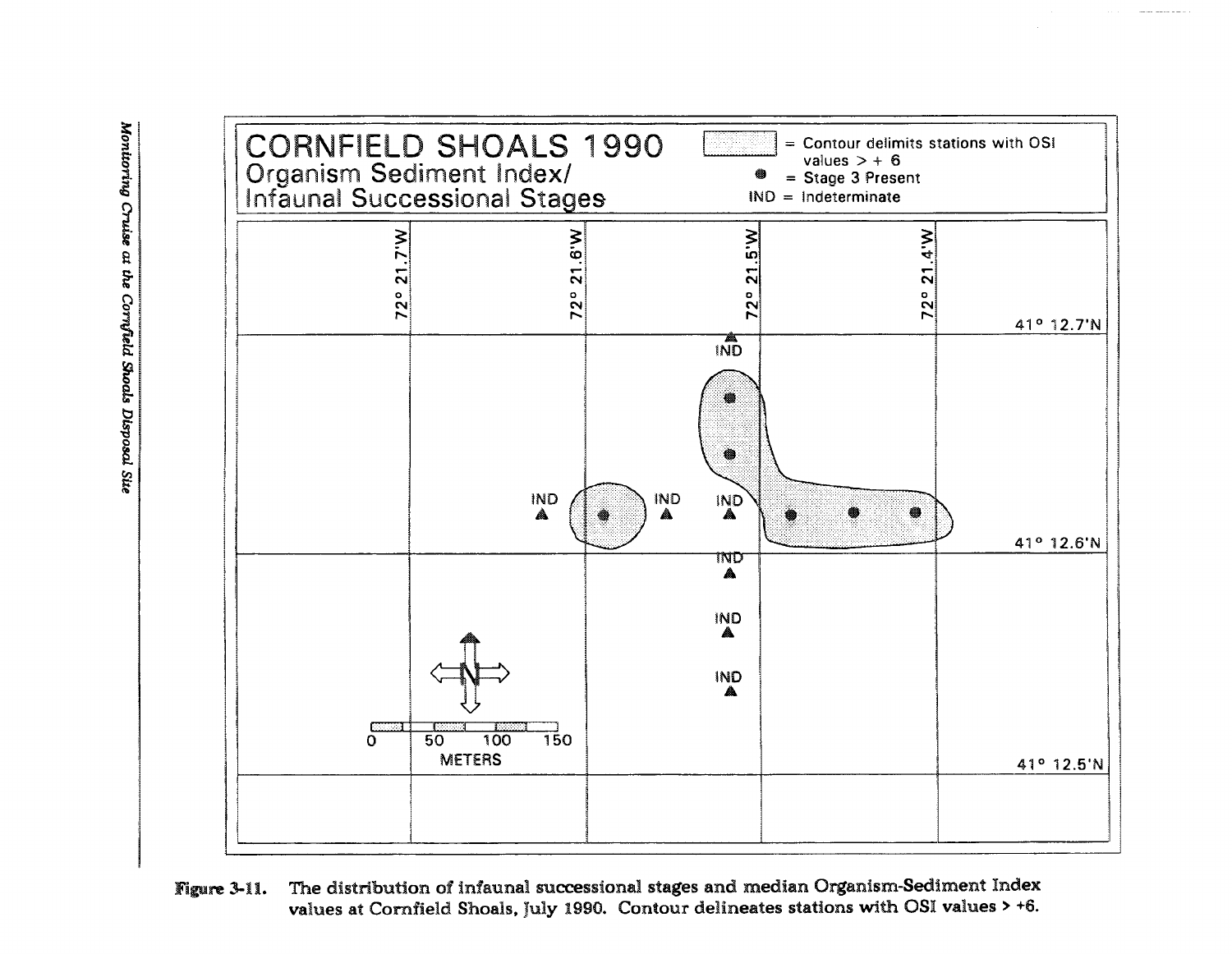Figure 3-11. The distribution of infaunal successional stages and median Organism-Sediment Index values at Cornfield Shoals, July 1990. Contour delineates stations with OSI values > +6.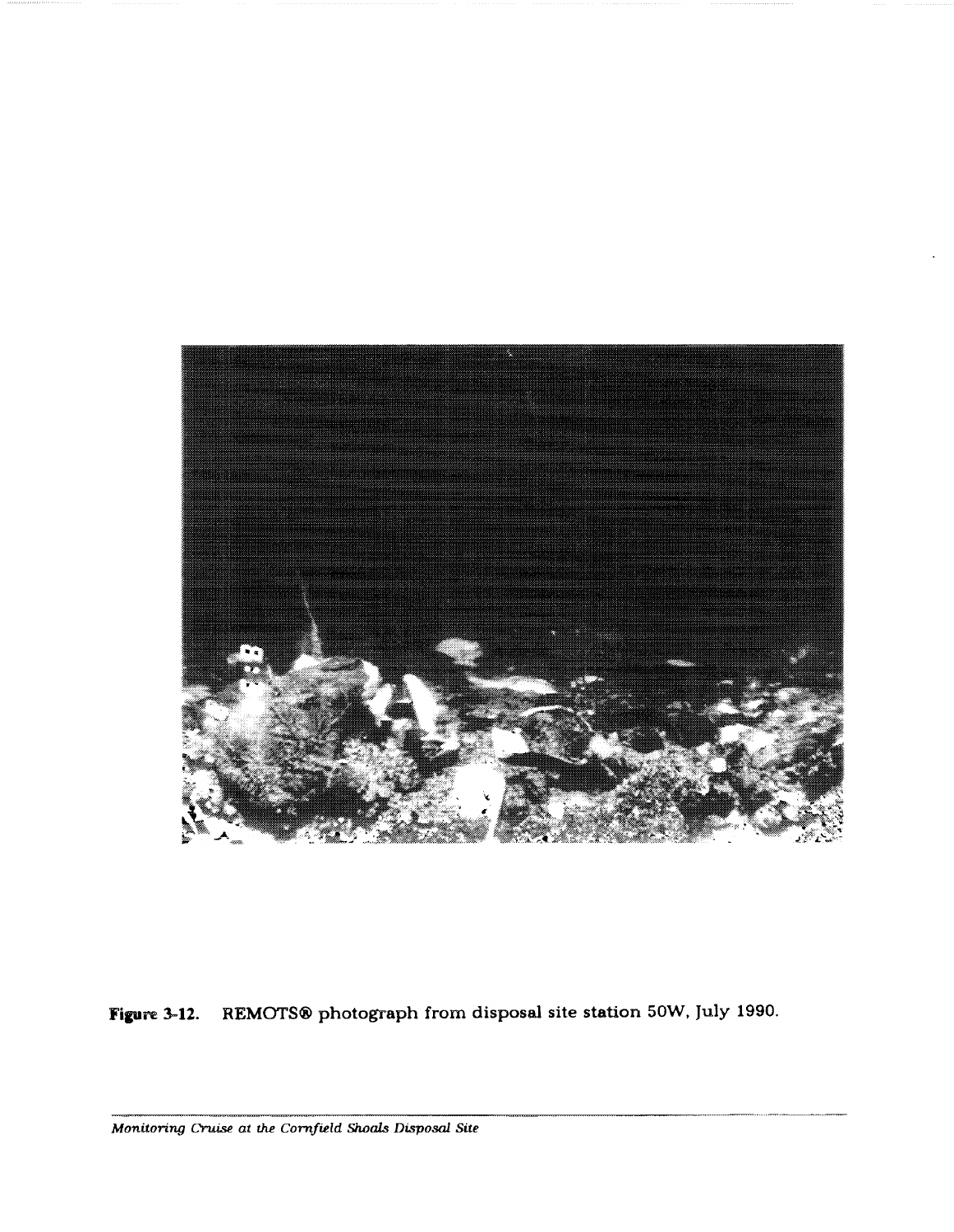**Figure 3-12.** REMOTS® photograph from disposal site station 50W, July 1990.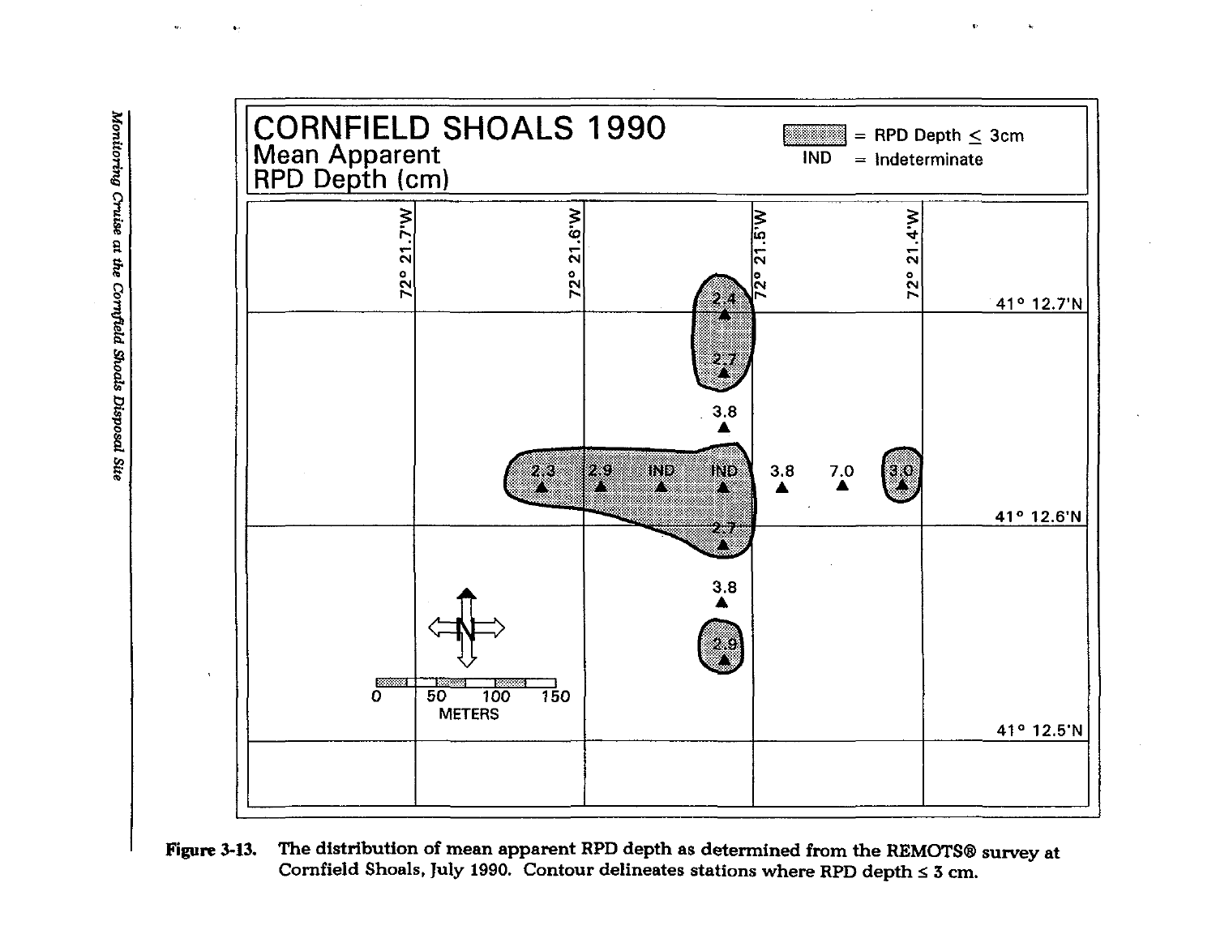CORNFIELD SHOALS 1990
Mean Apparent
RPD Depth (cm)

[shaded] = RPD Depth ≤ 3cm
IND = Indeterminate

72° 21.7'W | 72° 21.6'W | 72° 21.5'W | 72° 21.4'W

41° 12.7'N

2.4
2.7
3.8
2.3 2.9 IND IND 3.8 7.0 3.0

41° 12.6'N

2.7
3.8
2.9

N

0 50 100 150
METERS

41° 12.5'N

**Figure 3-13.** The distribution of mean apparent RPD depth as determined from the REMOTS® survey at Cornfield Shoals, July 1990. Contour delineates stations where RPD depth ≤ 3 cm.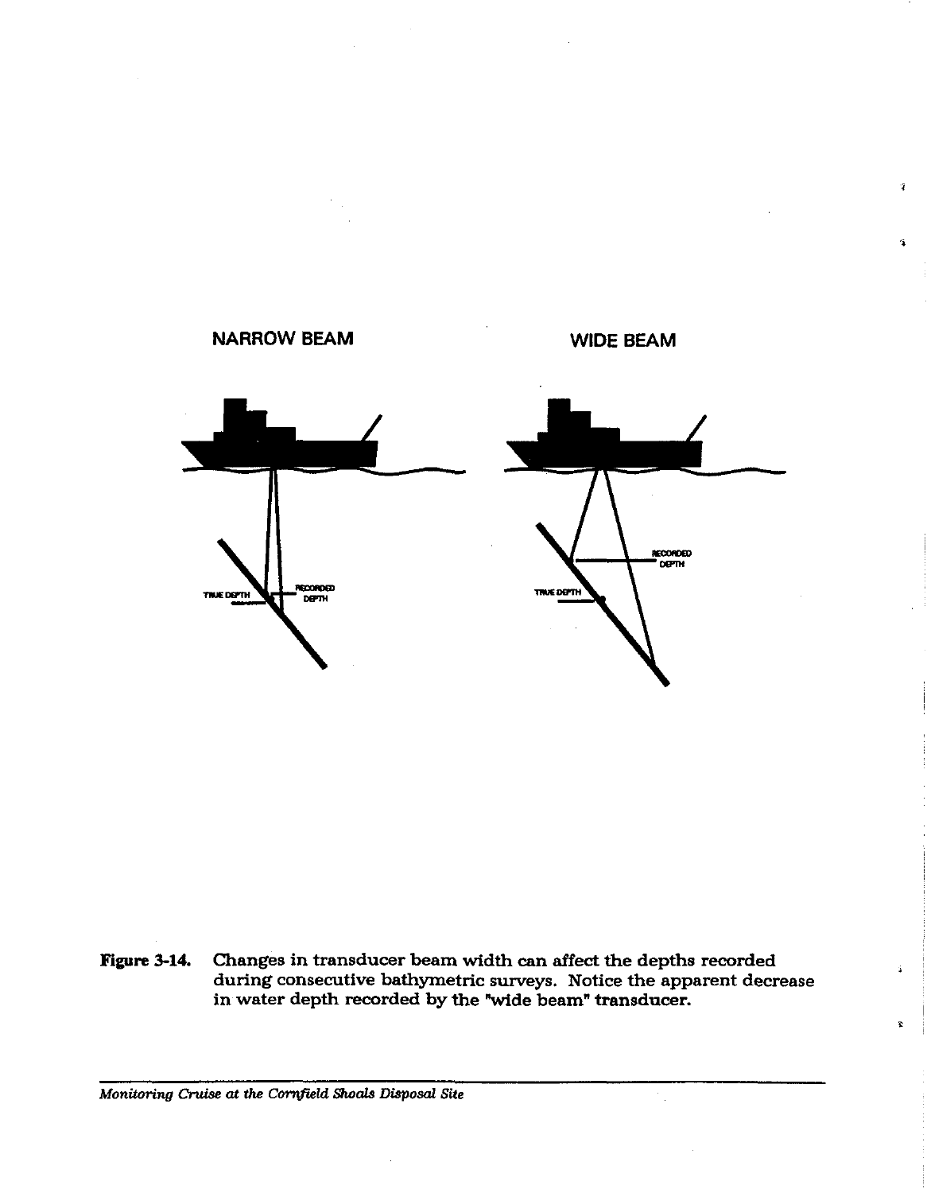NARROW BEAM

WIDE BEAM

TRUE DEPTH

RECORDED DEPTH

TRUE DEPTH

RECORDED DEPTH

**Figure 3-14.** Changes in transducer beam width can affect the depths recorded during consecutive bathymetric surveys. Notice the apparent decrease in water depth recorded by the "wide beam" transducer.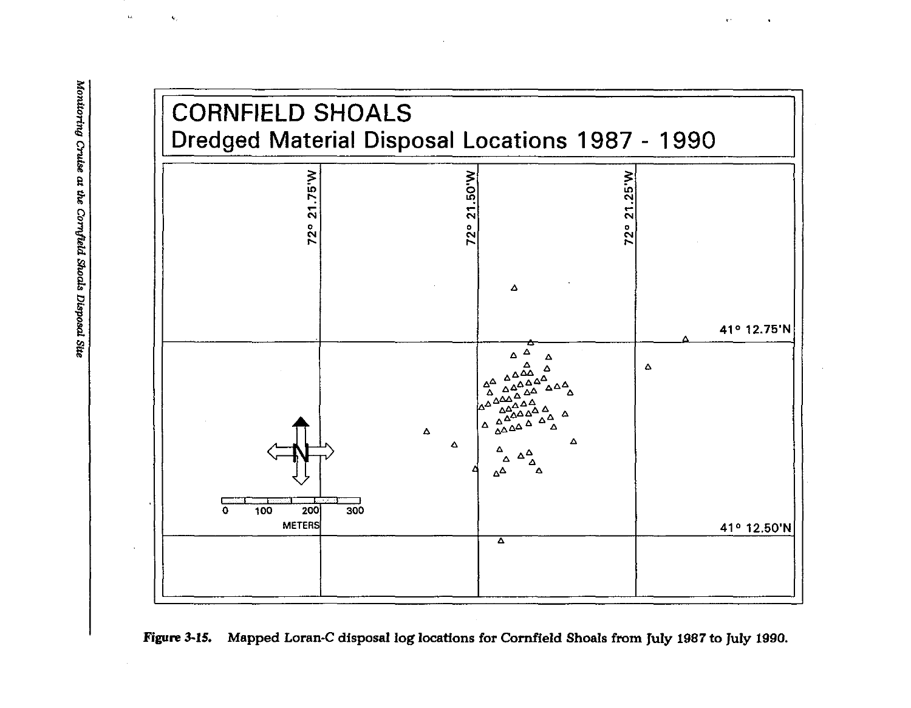CORNFIELD SHOALS
Dredged Material Disposal Locations 1987 - 1990

72° 21.75'W
72° 21.50'W
72° 21.25'W
41° 12.75'N
41° 12.50'N

N

0 100 200 300
METERS

**Figure 3-15.** Mapped Loran-C disposal log locations for Cornfield Shoals from July 1987 to July 1990.